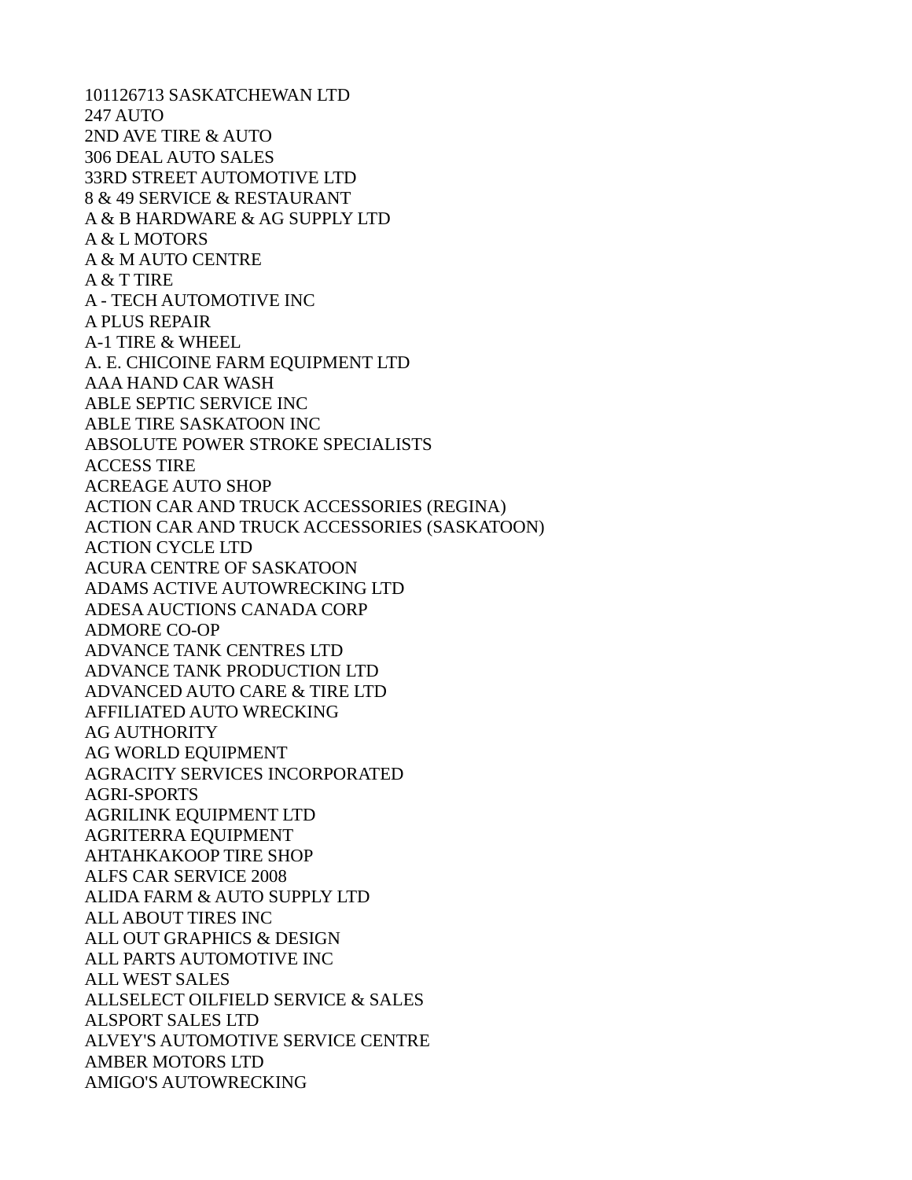101126713 SASKATCHEWAN LTD
247 AUTO
2ND AVE TIRE & AUTO
306 DEAL AUTO SALES
33RD STREET AUTOMOTIVE LTD
8 & 49 SERVICE & RESTAURANT
A & B HARDWARE & AG SUPPLY LTD
A & L MOTORS
A & M AUTO CENTRE
A & T TIRE
A - TECH AUTOMOTIVE INC
A PLUS REPAIR
A-1 TIRE & WHEEL
A. E. CHICOINE FARM EQUIPMENT LTD
AAA HAND CAR WASH
ABLE SEPTIC SERVICE INC
ABLE TIRE SASKATOON INC
ABSOLUTE POWER STROKE SPECIALISTS
ACCESS TIRE
ACREAGE AUTO SHOP
ACTION CAR AND TRUCK ACCESSORIES (REGINA)
ACTION CAR AND TRUCK ACCESSORIES (SASKATOON)
ACTION CYCLE LTD
ACURA CENTRE OF SASKATOON
ADAMS ACTIVE AUTOWRECKING LTD
ADESA AUCTIONS CANADA CORP
ADMORE CO-OP
ADVANCE TANK CENTRES LTD
ADVANCE TANK PRODUCTION LTD
ADVANCED AUTO CARE & TIRE LTD
AFFILIATED AUTO WRECKING
AG AUTHORITY
AG WORLD EQUIPMENT
AGRACITY SERVICES INCORPORATED
AGRI-SPORTS
AGRILINK EQUIPMENT LTD
AGRITERRA EQUIPMENT
AHTAHKAKOOP TIRE SHOP
ALFS CAR SERVICE 2008
ALIDA FARM & AUTO SUPPLY LTD
ALL ABOUT TIRES INC
ALL OUT GRAPHICS & DESIGN
ALL PARTS AUTOMOTIVE INC
ALL WEST SALES
ALLSELECT OILFIELD SERVICE & SALES
ALSPORT SALES LTD
ALVEY'S AUTOMOTIVE SERVICE CENTRE
AMBER MOTORS LTD
AMIGO'S AUTOWRECKING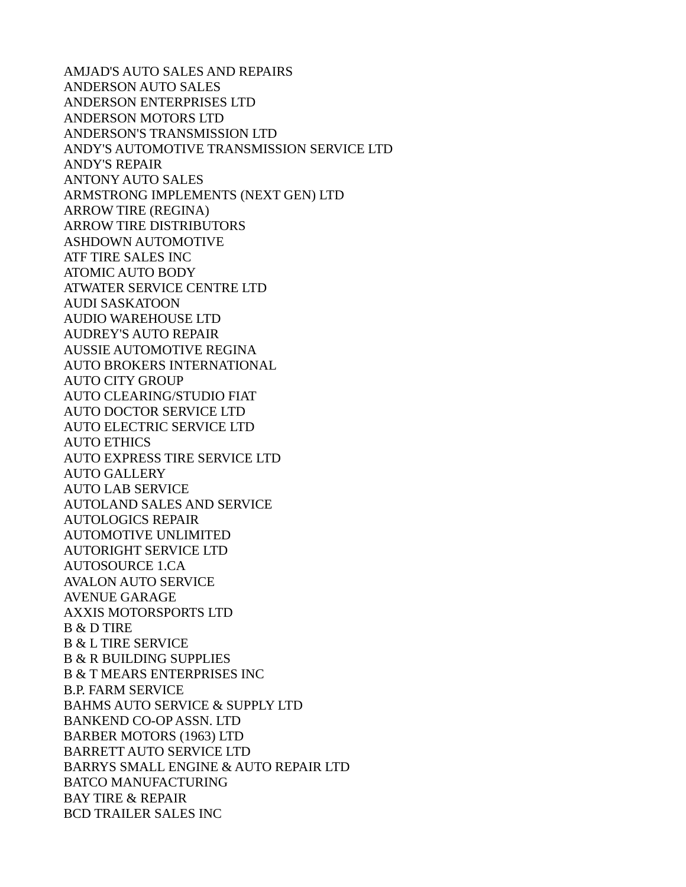AMJAD'S AUTO SALES AND REPAIRS
ANDERSON AUTO SALES
ANDERSON ENTERPRISES LTD
ANDERSON MOTORS LTD
ANDERSON'S TRANSMISSION LTD
ANDY'S AUTOMOTIVE TRANSMISSION SERVICE LTD
ANDY'S REPAIR
ANTONY AUTO SALES
ARMSTRONG IMPLEMENTS (NEXT GEN) LTD
ARROW TIRE (REGINA)
ARROW TIRE DISTRIBUTORS
ASHDOWN AUTOMOTIVE
ATF TIRE SALES INC
ATOMIC AUTO BODY
ATWATER SERVICE CENTRE LTD
AUDI SASKATOON
AUDIO WAREHOUSE LTD
AUDREY'S AUTO REPAIR
AUSSIE AUTOMOTIVE REGINA
AUTO BROKERS INTERNATIONAL
AUTO CITY GROUP
AUTO CLEARING/STUDIO FIAT
AUTO DOCTOR SERVICE LTD
AUTO ELECTRIC SERVICE LTD
AUTO ETHICS
AUTO EXPRESS TIRE SERVICE LTD
AUTO GALLERY
AUTO LAB SERVICE
AUTOLAND SALES AND SERVICE
AUTOLOGICS REPAIR
AUTOMOTIVE UNLIMITED
AUTORIGHT SERVICE LTD
AUTOSOURCE 1.CA
AVALON AUTO SERVICE
AVENUE GARAGE
AXXIS MOTORSPORTS LTD
B & D TIRE
B & L TIRE SERVICE
B & R BUILDING SUPPLIES
B & T MEARS ENTERPRISES INC
B.P. FARM SERVICE
BAHMS AUTO SERVICE & SUPPLY LTD
BANKEND CO-OP ASSN. LTD
BARBER MOTORS (1963) LTD
BARRETT AUTO SERVICE LTD
BARRYS SMALL ENGINE & AUTO REPAIR LTD
BATCO MANUFACTURING
BAY TIRE & REPAIR
BCD TRAILER SALES INC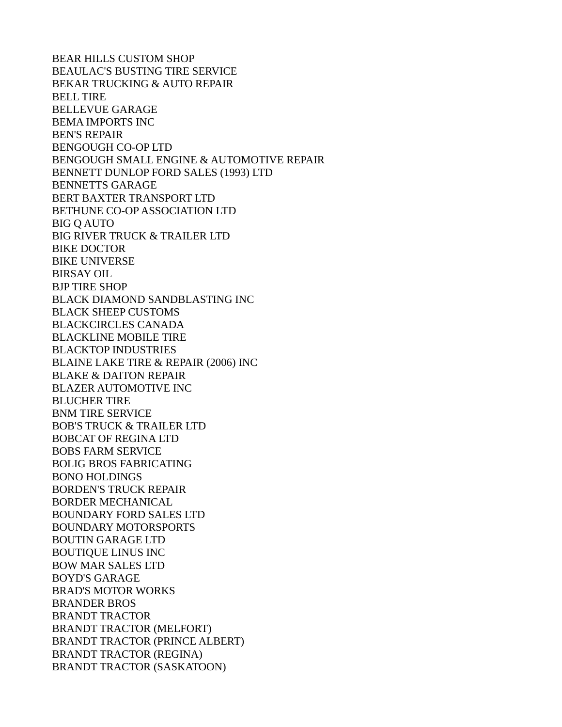BEAR HILLS CUSTOM SHOP
BEAULAC'S BUSTING TIRE SERVICE
BEKAR TRUCKING & AUTO REPAIR
BELL TIRE
BELLEVUE GARAGE
BEMA IMPORTS INC
BEN'S REPAIR
BENGOUGH CO-OP LTD
BENGOUGH SMALL ENGINE & AUTOMOTIVE REPAIR
BENNETT DUNLOP FORD SALES (1993) LTD
BENNETTS GARAGE
BERT BAXTER TRANSPORT LTD
BETHUNE CO-OP ASSOCIATION LTD
BIG Q AUTO
BIG RIVER TRUCK & TRAILER LTD
BIKE DOCTOR
BIKE UNIVERSE
BIRSAY OIL
BJP TIRE SHOP
BLACK DIAMOND SANDBLASTING INC
BLACK SHEEP CUSTOMS
BLACKCIRCLES CANADA
BLACKLINE MOBILE TIRE
BLACKTOP INDUSTRIES
BLAINE LAKE TIRE & REPAIR (2006) INC
BLAKE & DAITON REPAIR
BLAZER AUTOMOTIVE INC
BLUCHER TIRE
BNM TIRE SERVICE
BOB'S TRUCK & TRAILER LTD
BOBCAT OF REGINA LTD
BOBS FARM SERVICE
BOLIG BROS FABRICATING
BONO HOLDINGS
BORDEN'S TRUCK REPAIR
BORDER MECHANICAL
BOUNDARY FORD SALES LTD
BOUNDARY MOTORSPORTS
BOUTIN GARAGE LTD
BOUTIQUE LINUS INC
BOW MAR SALES LTD
BOYD'S GARAGE
BRAD'S MOTOR WORKS
BRANDER BROS
BRANDT TRACTOR
BRANDT TRACTOR (MELFORT)
BRANDT TRACTOR (PRINCE ALBERT)
BRANDT TRACTOR (REGINA)
BRANDT TRACTOR (SASKATOON)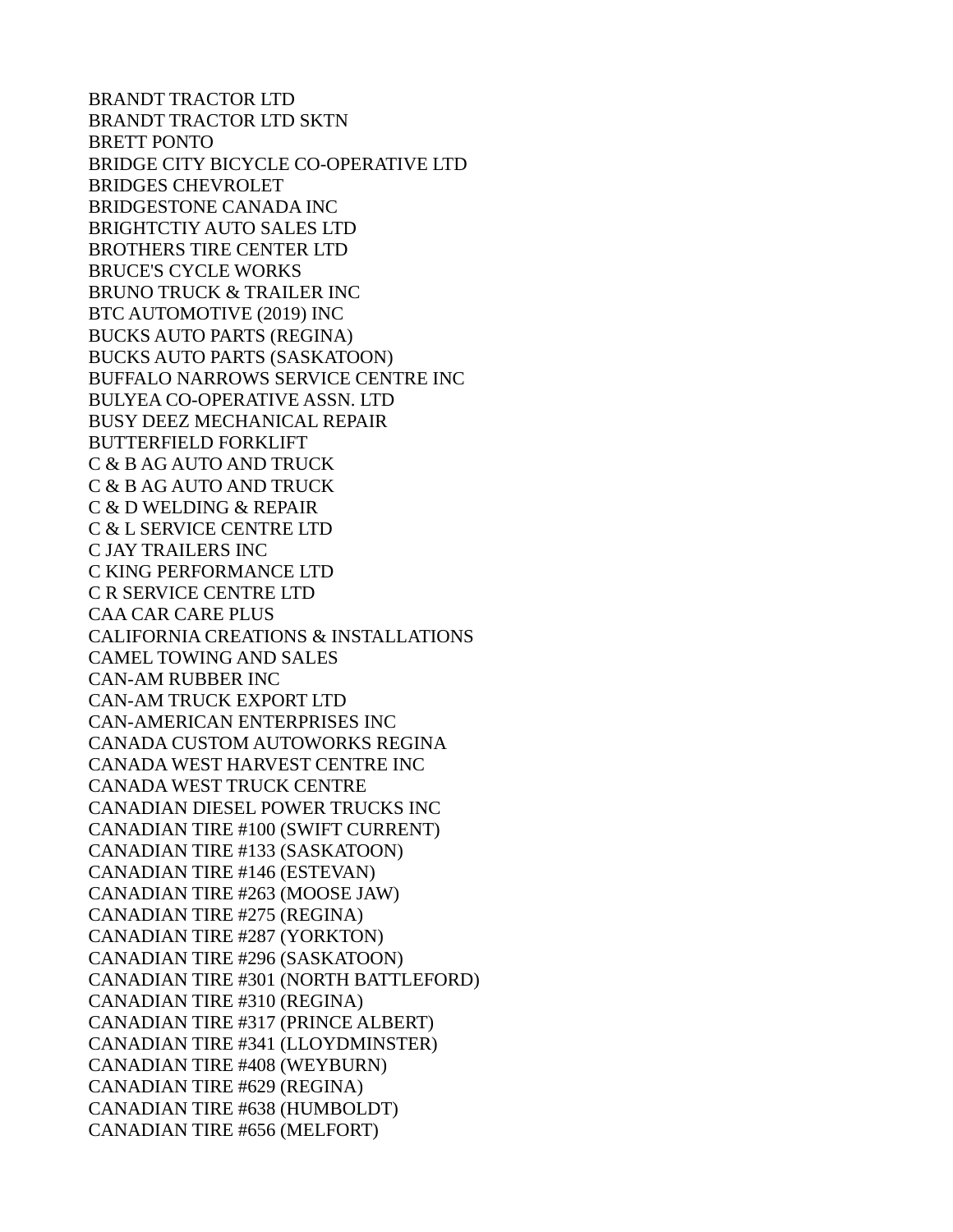BRANDT TRACTOR LTD
BRANDT TRACTOR LTD SKTN
BRETT PONTO
BRIDGE CITY BICYCLE CO-OPERATIVE LTD
BRIDGES CHEVROLET
BRIDGESTONE CANADA INC
BRIGHTCTIY AUTO SALES LTD
BROTHERS TIRE CENTER LTD
BRUCE'S CYCLE WORKS
BRUNO TRUCK & TRAILER INC
BTC AUTOMOTIVE (2019) INC
BUCKS AUTO PARTS (REGINA)
BUCKS AUTO PARTS (SASKATOON)
BUFFALO NARROWS SERVICE CENTRE INC
BULYEA CO-OPERATIVE ASSN. LTD
BUSY DEEZ MECHANICAL REPAIR
BUTTERFIELD FORKLIFT
C & B AG AUTO AND TRUCK
C & B AG AUTO AND TRUCK
C & D WELDING & REPAIR
C & L SERVICE CENTRE LTD
C JAY TRAILERS INC
C KING PERFORMANCE LTD
C R SERVICE CENTRE LTD
CAA CAR CARE PLUS
CALIFORNIA CREATIONS & INSTALLATIONS
CAMEL TOWING AND SALES
CAN-AM RUBBER INC
CAN-AM TRUCK EXPORT LTD
CAN-AMERICAN ENTERPRISES INC
CANADA CUSTOM AUTOWORKS REGINA
CANADA WEST HARVEST CENTRE INC
CANADA WEST TRUCK CENTRE
CANADIAN DIESEL POWER TRUCKS INC
CANADIAN TIRE #100 (SWIFT CURRENT)
CANADIAN TIRE #133 (SASKATOON)
CANADIAN TIRE #146 (ESTEVAN)
CANADIAN TIRE #263 (MOOSE JAW)
CANADIAN TIRE #275 (REGINA)
CANADIAN TIRE #287 (YORKTON)
CANADIAN TIRE #296 (SASKATOON)
CANADIAN TIRE #301 (NORTH BATTLEFORD)
CANADIAN TIRE #310 (REGINA)
CANADIAN TIRE #317 (PRINCE ALBERT)
CANADIAN TIRE #341 (LLOYDMINSTER)
CANADIAN TIRE #408 (WEYBURN)
CANADIAN TIRE #629 (REGINA)
CANADIAN TIRE #638 (HUMBOLDT)
CANADIAN TIRE #656 (MELFORT)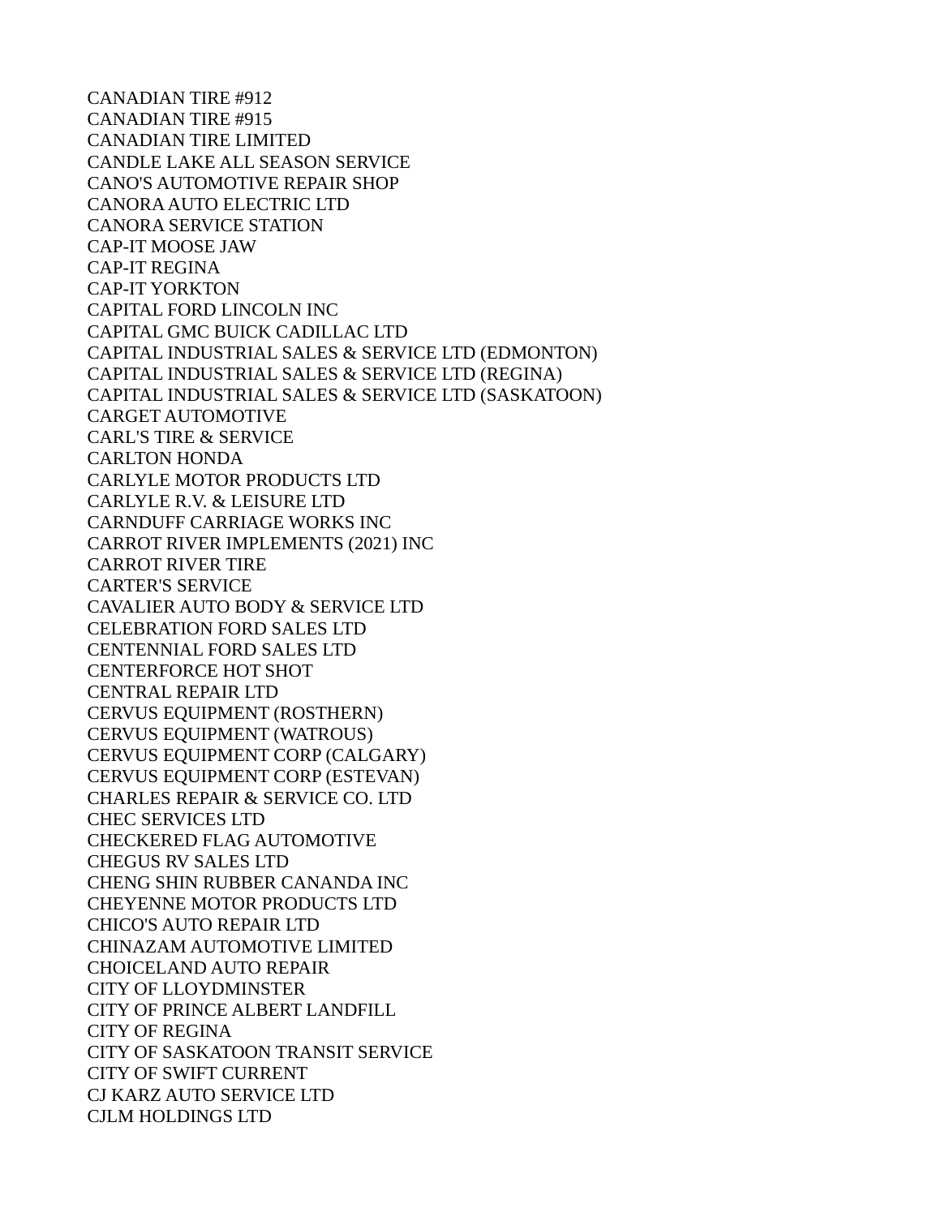CANADIAN TIRE #912
CANADIAN TIRE #915
CANADIAN TIRE LIMITED
CANDLE LAKE ALL SEASON SERVICE
CANO'S AUTOMOTIVE REPAIR SHOP
CANORA AUTO ELECTRIC LTD
CANORA SERVICE STATION
CAP-IT MOOSE JAW
CAP-IT REGINA
CAP-IT YORKTON
CAPITAL FORD LINCOLN INC
CAPITAL GMC BUICK CADILLAC LTD
CAPITAL INDUSTRIAL SALES & SERVICE LTD (EDMONTON)
CAPITAL INDUSTRIAL SALES & SERVICE LTD (REGINA)
CAPITAL INDUSTRIAL SALES & SERVICE LTD (SASKATOON)
CARGET AUTOMOTIVE
CARL'S TIRE & SERVICE
CARLTON HONDA
CARLYLE MOTOR PRODUCTS LTD
CARLYLE R.V. & LEISURE LTD
CARNDUFF CARRIAGE WORKS INC
CARROT RIVER IMPLEMENTS (2021) INC
CARROT RIVER TIRE
CARTER'S SERVICE
CAVALIER AUTO BODY & SERVICE LTD
CELEBRATION FORD SALES LTD
CENTENNIAL FORD SALES LTD
CENTERFORCE HOT SHOT
CENTRAL REPAIR LTD
CERVUS EQUIPMENT (ROSTHERN)
CERVUS EQUIPMENT (WATROUS)
CERVUS EQUIPMENT CORP (CALGARY)
CERVUS EQUIPMENT CORP (ESTEVAN)
CHARLES REPAIR & SERVICE CO. LTD
CHEC SERVICES LTD
CHECKERED FLAG AUTOMOTIVE
CHEGUS RV SALES LTD
CHENG SHIN RUBBER CANANDA INC
CHEYENNE MOTOR PRODUCTS LTD
CHICO'S AUTO REPAIR LTD
CHINAZAM AUTOMOTIVE LIMITED
CHOICELAND AUTO REPAIR
CITY OF LLOYDMINSTER
CITY OF PRINCE ALBERT LANDFILL
CITY OF REGINA
CITY OF SASKATOON TRANSIT SERVICE
CITY OF SWIFT CURRENT
CJ KARZ AUTO SERVICE LTD
CJLM HOLDINGS LTD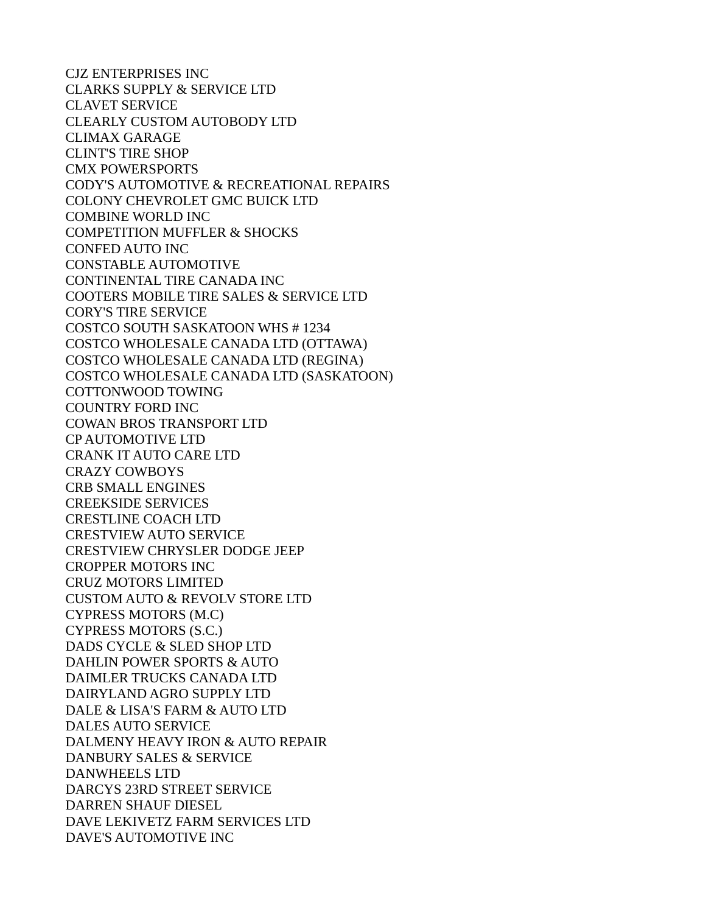CJZ ENTERPRISES INC
CLARKS SUPPLY & SERVICE LTD
CLAVET SERVICE
CLEARLY CUSTOM AUTOBODY LTD
CLIMAX GARAGE
CLINT'S TIRE SHOP
CMX POWERSPORTS
CODY'S AUTOMOTIVE & RECREATIONAL REPAIRS
COLONY CHEVROLET GMC BUICK LTD
COMBINE WORLD INC
COMPETITION MUFFLER & SHOCKS
CONFED AUTO INC
CONSTABLE AUTOMOTIVE
CONTINENTAL TIRE CANADA INC
COOTERS MOBILE TIRE SALES & SERVICE LTD
CORY'S TIRE SERVICE
COSTCO SOUTH SASKATOON WHS # 1234
COSTCO WHOLESALE CANADA LTD (OTTAWA)
COSTCO WHOLESALE CANADA LTD (REGINA)
COSTCO WHOLESALE CANADA LTD (SASKATOON)
COTTONWOOD TOWING
COUNTRY FORD INC
COWAN BROS TRANSPORT LTD
CP AUTOMOTIVE LTD
CRANK IT AUTO CARE LTD
CRAZY COWBOYS
CRB SMALL ENGINES
CREEKSIDE SERVICES
CRESTLINE COACH LTD
CRESTVIEW AUTO SERVICE
CRESTVIEW CHRYSLER DODGE JEEP
CROPPER MOTORS INC
CRUZ MOTORS LIMITED
CUSTOM AUTO & REVOLV STORE LTD
CYPRESS MOTORS (M.C)
CYPRESS MOTORS (S.C.)
DADS CYCLE & SLED SHOP LTD
DAHLIN POWER SPORTS & AUTO
DAIMLER TRUCKS CANADA LTD
DAIRYLAND AGRO SUPPLY LTD
DALE & LISA'S FARM & AUTO LTD
DALES AUTO SERVICE
DALMENY HEAVY IRON & AUTO REPAIR
DANBURY SALES & SERVICE
DANWHEELS LTD
DARCYS 23RD STREET SERVICE
DARREN SHAUF DIESEL
DAVE LEKIVETZ FARM SERVICES LTD
DAVE'S AUTOMOTIVE INC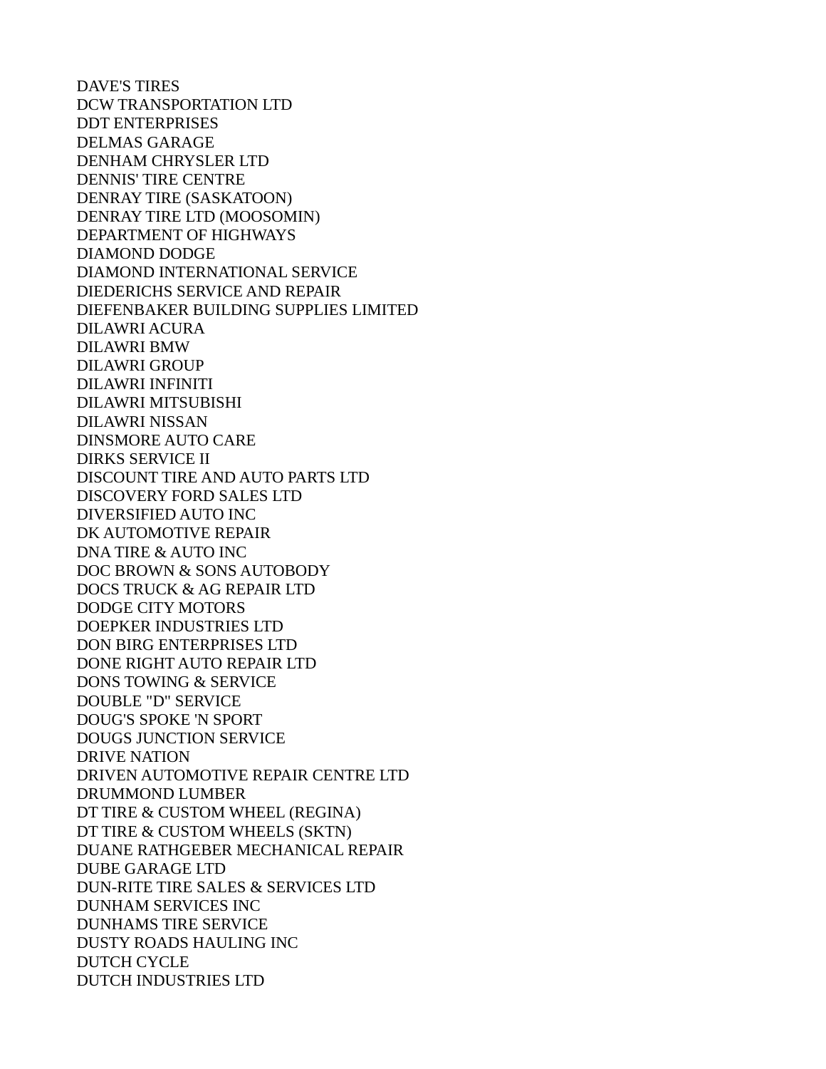DAVE'S TIRES
DCW TRANSPORTATION LTD
DDT ENTERPRISES
DELMAS GARAGE
DENHAM CHRYSLER LTD
DENNIS' TIRE CENTRE
DENRAY TIRE (SASKATOON)
DENRAY TIRE LTD (MOOSOMIN)
DEPARTMENT OF HIGHWAYS
DIAMOND DODGE
DIAMOND INTERNATIONAL SERVICE
DIEDERICHS SERVICE AND REPAIR
DIEFENBAKER BUILDING SUPPLIES LIMITED
DILAWRI ACURA
DILAWRI BMW
DILAWRI GROUP
DILAWRI INFINITI
DILAWRI MITSUBISHI
DILAWRI NISSAN
DINSMORE AUTO CARE
DIRKS SERVICE II
DISCOUNT TIRE AND AUTO PARTS LTD
DISCOVERY FORD SALES LTD
DIVERSIFIED AUTO INC
DK AUTOMOTIVE REPAIR
DNA TIRE & AUTO INC
DOC BROWN & SONS AUTOBODY
DOCS TRUCK & AG REPAIR LTD
DODGE CITY MOTORS
DOEPKER INDUSTRIES LTD
DON BIRG ENTERPRISES LTD
DONE RIGHT AUTO REPAIR LTD
DONS TOWING & SERVICE
DOUBLE "D" SERVICE
DOUG'S SPOKE 'N SPORT
DOUGS JUNCTION SERVICE
DRIVE NATION
DRIVEN AUTOMOTIVE REPAIR CENTRE LTD
DRUMMOND LUMBER
DT TIRE & CUSTOM WHEEL (REGINA)
DT TIRE & CUSTOM WHEELS (SKTN)
DUANE RATHGEBER MECHANICAL REPAIR
DUBE GARAGE LTD
DUN-RITE TIRE SALES & SERVICES LTD
DUNHAM SERVICES INC
DUNHAMS TIRE SERVICE
DUSTY ROADS HAULING INC
DUTCH CYCLE
DUTCH INDUSTRIES LTD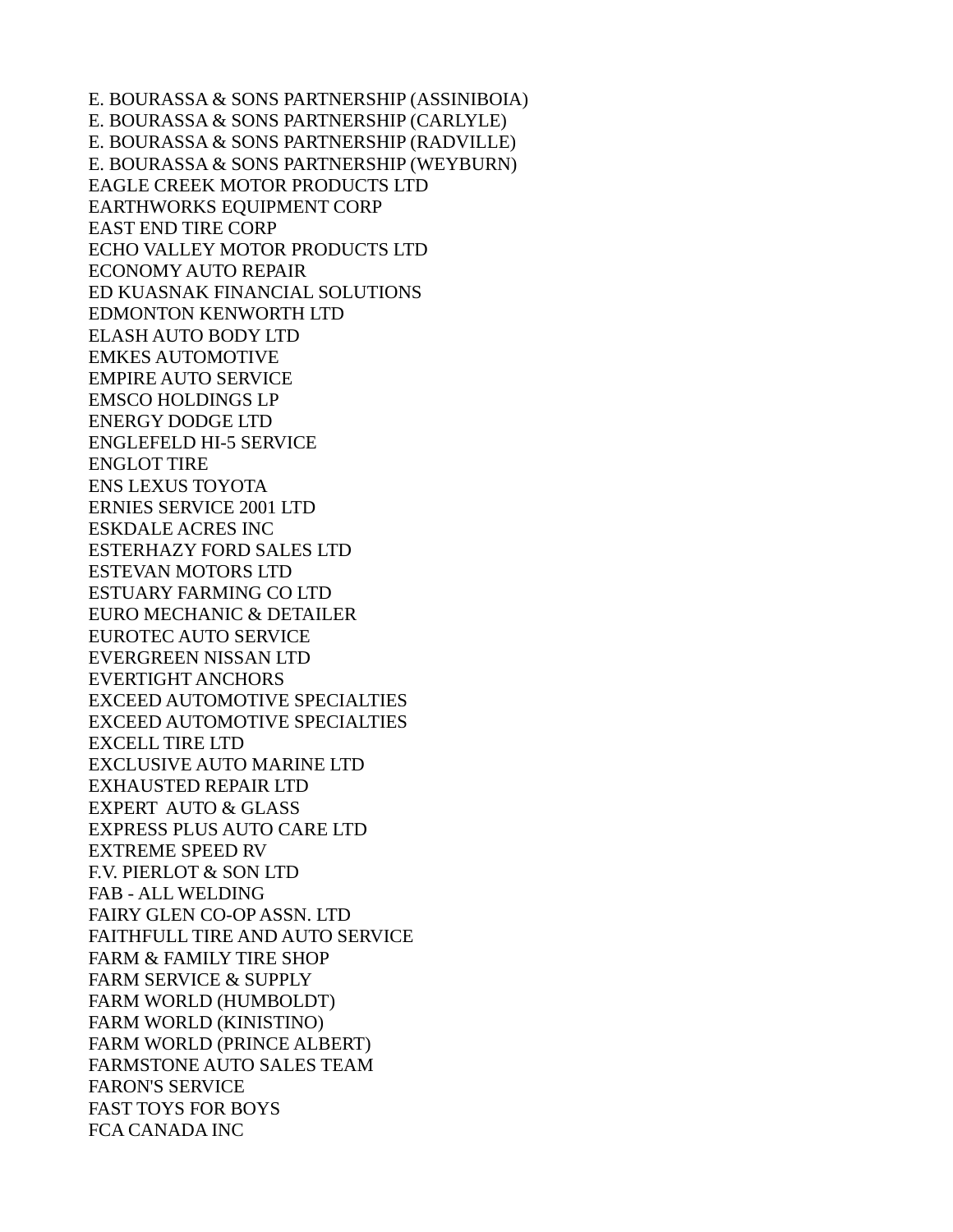E. BOURASSA & SONS PARTNERSHIP (ASSINIBOIA)
E. BOURASSA & SONS PARTNERSHIP (CARLYLE)
E. BOURASSA & SONS PARTNERSHIP (RADVILLE)
E. BOURASSA & SONS PARTNERSHIP (WEYBURN)
EAGLE CREEK MOTOR PRODUCTS LTD
EARTHWORKS EQUIPMENT CORP
EAST END TIRE CORP
ECHO VALLEY MOTOR PRODUCTS LTD
ECONOMY AUTO REPAIR
ED KUASNAK FINANCIAL SOLUTIONS
EDMONTON KENWORTH LTD
ELASH AUTO BODY LTD
EMKES AUTOMOTIVE
EMPIRE AUTO SERVICE
EMSCO HOLDINGS LP
ENERGY DODGE LTD
ENGLEFELD HI-5 SERVICE
ENGLOT TIRE
ENS LEXUS TOYOTA
ERNIES SERVICE 2001 LTD
ESKDALE ACRES INC
ESTERHAZY FORD SALES LTD
ESTEVAN MOTORS LTD
ESTUARY FARMING CO LTD
EURO MECHANIC & DETAILER
EUROTEC AUTO SERVICE
EVERGREEN NISSAN LTD
EVERTIGHT ANCHORS
EXCEED AUTOMOTIVE SPECIALTIES
EXCEED AUTOMOTIVE SPECIALTIES
EXCELL TIRE LTD
EXCLUSIVE AUTO MARINE LTD
EXHAUSTED REPAIR LTD
EXPERT  AUTO & GLASS
EXPRESS PLUS AUTO CARE LTD
EXTREME SPEED RV
F.V. PIERLOT & SON LTD
FAB - ALL WELDING
FAIRY GLEN CO-OP ASSN. LTD
FAITHFULL TIRE AND AUTO SERVICE
FARM & FAMILY TIRE SHOP
FARM SERVICE & SUPPLY
FARM WORLD (HUMBOLDT)
FARM WORLD (KINISTINO)
FARM WORLD (PRINCE ALBERT)
FARMSTONE AUTO SALES TEAM
FARON'S SERVICE
FAST TOYS FOR BOYS
FCA CANADA INC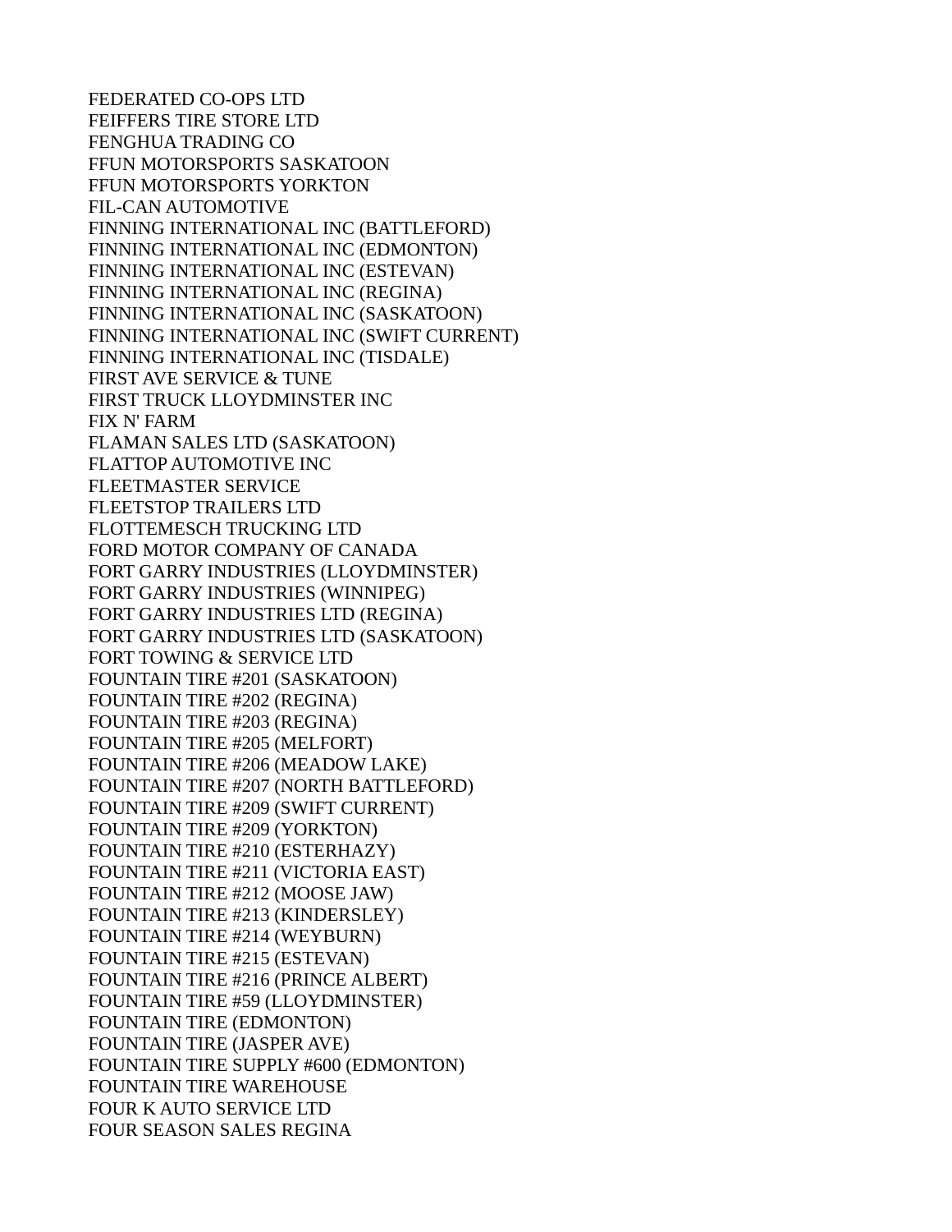FEDERATED CO-OPS LTD
FEIFFERS TIRE STORE LTD
FENGHUA TRADING CO
FFUN MOTORSPORTS SASKATOON
FFUN MOTORSPORTS YORKTON
FIL-CAN AUTOMOTIVE
FINNING INTERNATIONAL INC (BATTLEFORD)
FINNING INTERNATIONAL INC (EDMONTON)
FINNING INTERNATIONAL INC (ESTEVAN)
FINNING INTERNATIONAL INC (REGINA)
FINNING INTERNATIONAL INC (SASKATOON)
FINNING INTERNATIONAL INC (SWIFT CURRENT)
FINNING INTERNATIONAL INC (TISDALE)
FIRST AVE SERVICE & TUNE
FIRST TRUCK LLOYDMINSTER INC
FIX N' FARM
FLAMAN SALES LTD (SASKATOON)
FLATTOP AUTOMOTIVE INC
FLEETMASTER SERVICE
FLEETSTOP TRAILERS LTD
FLOTTEMESCH TRUCKING LTD
FORD MOTOR COMPANY OF CANADA
FORT GARRY INDUSTRIES (LLOYDMINSTER)
FORT GARRY INDUSTRIES (WINNIPEG)
FORT GARRY INDUSTRIES LTD (REGINA)
FORT GARRY INDUSTRIES LTD (SASKATOON)
FORT TOWING & SERVICE LTD
FOUNTAIN TIRE #201 (SASKATOON)
FOUNTAIN TIRE #202 (REGINA)
FOUNTAIN TIRE #203 (REGINA)
FOUNTAIN TIRE #205 (MELFORT)
FOUNTAIN TIRE #206 (MEADOW LAKE)
FOUNTAIN TIRE #207 (NORTH BATTLEFORD)
FOUNTAIN TIRE #209 (SWIFT CURRENT)
FOUNTAIN TIRE #209 (YORKTON)
FOUNTAIN TIRE #210 (ESTERHAZY)
FOUNTAIN TIRE #211 (VICTORIA EAST)
FOUNTAIN TIRE #212 (MOOSE JAW)
FOUNTAIN TIRE #213 (KINDERSLEY)
FOUNTAIN TIRE #214 (WEYBURN)
FOUNTAIN TIRE #215 (ESTEVAN)
FOUNTAIN TIRE #216 (PRINCE ALBERT)
FOUNTAIN TIRE #59 (LLOYDMINSTER)
FOUNTAIN TIRE (EDMONTON)
FOUNTAIN TIRE (JASPER AVE)
FOUNTAIN TIRE SUPPLY #600 (EDMONTON)
FOUNTAIN TIRE WAREHOUSE
FOUR K AUTO SERVICE LTD
FOUR SEASON SALES REGINA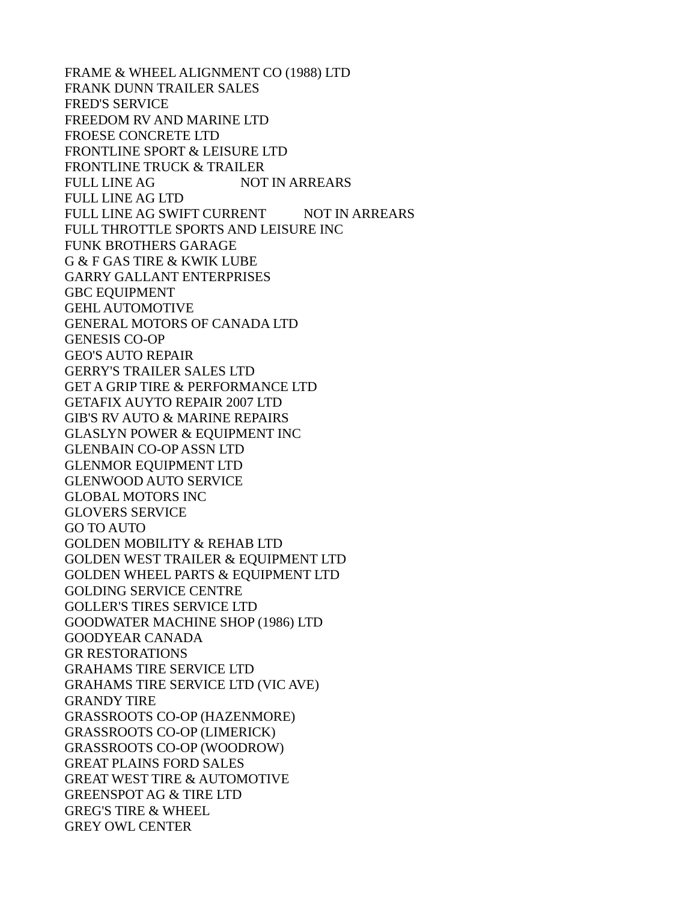FRAME & WHEEL ALIGNMENT CO (1988) LTD
FRANK DUNN TRAILER SALES
FRED'S SERVICE
FREEDOM RV AND MARINE LTD
FROESE CONCRETE LTD
FRONTLINE SPORT & LEISURE LTD
FRONTLINE TRUCK & TRAILER
FULL LINE AG NOT IN ARREARS
FULL LINE AG LTD
FULL LINE AG SWIFT CURRENT NOT IN ARREARS
FULL THROTTLE SPORTS AND LEISURE INC
FUNK BROTHERS GARAGE
G & F GAS TIRE & KWIK LUBE
GARRY GALLANT ENTERPRISES
GBC EQUIPMENT
GEHL AUTOMOTIVE
GENERAL MOTORS OF CANADA LTD
GENESIS CO-OP
GEO'S AUTO REPAIR
GERRY'S TRAILER SALES LTD
GET A GRIP TIRE & PERFORMANCE LTD
GETAFIX AUYTO REPAIR 2007 LTD
GIB'S RV AUTO & MARINE REPAIRS
GLASLYN POWER & EQUIPMENT INC
GLENBAIN CO-OP ASSN LTD
GLENMOR EQUIPMENT LTD
GLENWOOD AUTO SERVICE
GLOBAL MOTORS INC
GLOVERS SERVICE
GO TO AUTO
GOLDEN MOBILITY & REHAB LTD
GOLDEN WEST TRAILER & EQUIPMENT LTD
GOLDEN WHEEL PARTS & EQUIPMENT LTD
GOLDING SERVICE CENTRE
GOLLER'S TIRES SERVICE LTD
GOODWATER MACHINE SHOP (1986) LTD
GOODYEAR CANADA
GR RESTORATIONS
GRAHAMS TIRE SERVICE LTD
GRAHAMS TIRE SERVICE LTD (VIC AVE)
GRANDY TIRE
GRASSROOTS CO-OP (HAZENMORE)
GRASSROOTS CO-OP (LIMERICK)
GRASSROOTS CO-OP (WOODROW)
GREAT PLAINS FORD SALES
GREAT WEST TIRE & AUTOMOTIVE
GREENSPOT AG & TIRE LTD
GREG'S TIRE & WHEEL
GREY OWL CENTER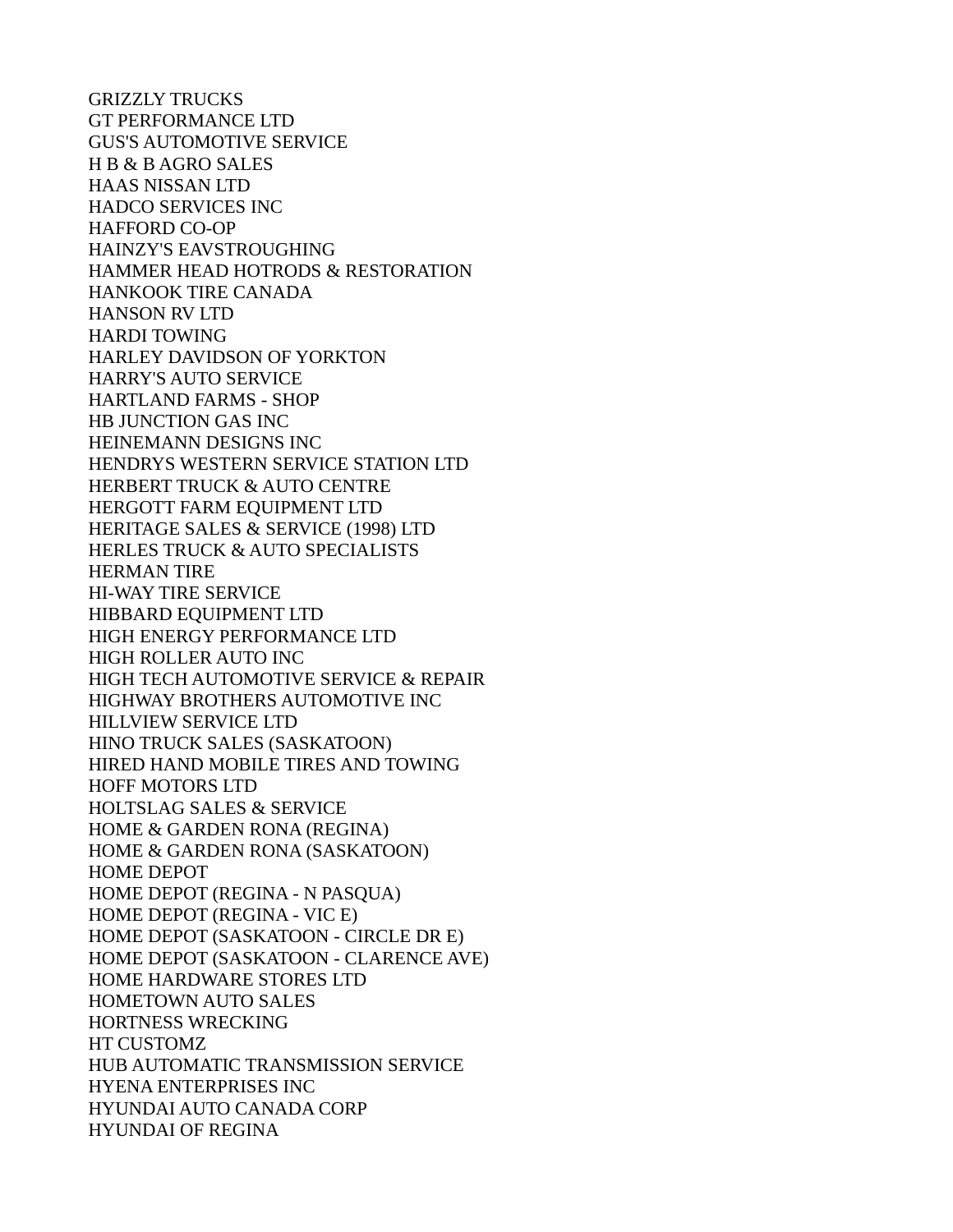GRIZZLY TRUCKS
GT PERFORMANCE LTD
GUS'S AUTOMOTIVE SERVICE
H B & B AGRO SALES
HAAS NISSAN LTD
HADCO SERVICES INC
HAFFORD CO-OP
HAINZY'S EAVSTROUGHING
HAMMER HEAD HOTRODS & RESTORATION
HANKOOK TIRE CANADA
HANSON RV LTD
HARDI TOWING
HARLEY DAVIDSON OF YORKTON
HARRY'S AUTO SERVICE
HARTLAND FARMS - SHOP
HB JUNCTION GAS INC
HEINEMANN DESIGNS INC
HENDRYS WESTERN SERVICE STATION LTD
HERBERT TRUCK & AUTO CENTRE
HERGOTT FARM EQUIPMENT LTD
HERITAGE SALES & SERVICE (1998) LTD
HERLES TRUCK & AUTO SPECIALISTS
HERMAN TIRE
HI-WAY TIRE SERVICE
HIBBARD EQUIPMENT LTD
HIGH ENERGY PERFORMANCE LTD
HIGH ROLLER AUTO INC
HIGH TECH AUTOMOTIVE SERVICE & REPAIR
HIGHWAY BROTHERS AUTOMOTIVE INC
HILLVIEW SERVICE LTD
HINO TRUCK SALES (SASKATOON)
HIRED HAND MOBILE TIRES AND TOWING
HOFF MOTORS LTD
HOLTSLAG SALES & SERVICE
HOME & GARDEN RONA (REGINA)
HOME & GARDEN RONA (SASKATOON)
HOME DEPOT
HOME DEPOT (REGINA - N PASQUA)
HOME DEPOT (REGINA - VIC E)
HOME DEPOT (SASKATOON - CIRCLE DR E)
HOME DEPOT (SASKATOON - CLARENCE AVE)
HOME HARDWARE STORES LTD
HOMETOWN AUTO SALES
HORTNESS WRECKING
HT CUSTOMZ
HUB AUTOMATIC TRANSMISSION SERVICE
HYENA ENTERPRISES INC
HYUNDAI AUTO CANADA CORP
HYUNDAI OF REGINA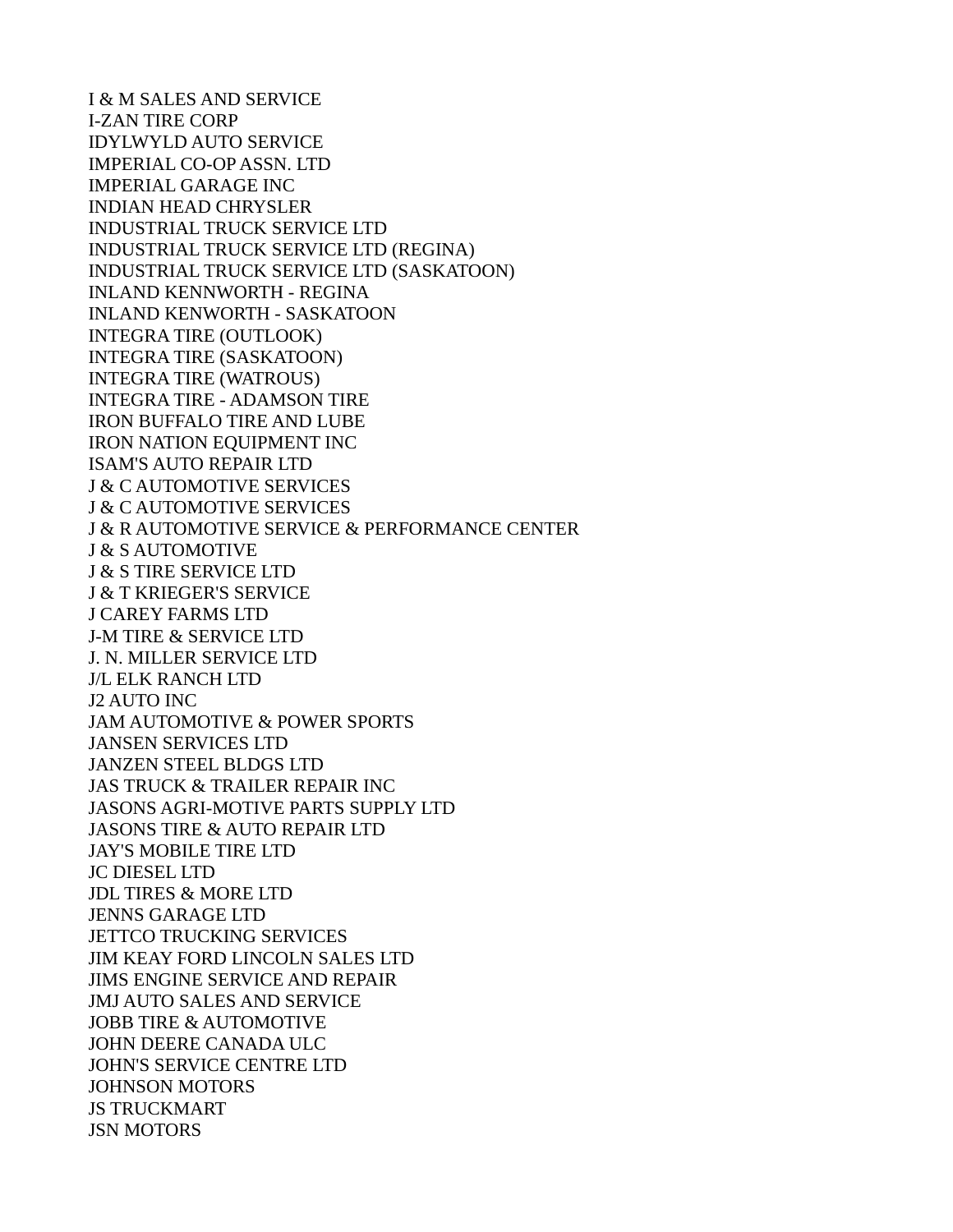I & M SALES AND SERVICE
I-ZAN TIRE CORP
IDYLWYLD AUTO SERVICE
IMPERIAL CO-OP ASSN. LTD
IMPERIAL GARAGE INC
INDIAN HEAD CHRYSLER
INDUSTRIAL TRUCK SERVICE LTD
INDUSTRIAL TRUCK SERVICE LTD (REGINA)
INDUSTRIAL TRUCK SERVICE LTD (SASKATOON)
INLAND KENNWORTH - REGINA
INLAND KENWORTH - SASKATOON
INTEGRA TIRE (OUTLOOK)
INTEGRA TIRE (SASKATOON)
INTEGRA TIRE (WATROUS)
INTEGRA TIRE - ADAMSON TIRE
IRON BUFFALO TIRE AND LUBE
IRON NATION EQUIPMENT INC
ISAM'S AUTO REPAIR LTD
J & C AUTOMOTIVE SERVICES
J & C AUTOMOTIVE SERVICES
J & R AUTOMOTIVE SERVICE & PERFORMANCE CENTER
J & S AUTOMOTIVE
J & S TIRE SERVICE LTD
J & T KRIEGER'S SERVICE
J CAREY FARMS LTD
J-M TIRE & SERVICE LTD
J. N. MILLER SERVICE LTD
J/L ELK RANCH LTD
J2 AUTO INC
JAM AUTOMOTIVE & POWER SPORTS
JANSEN SERVICES LTD
JANZEN STEEL BLDGS LTD
JAS TRUCK & TRAILER REPAIR INC
JASONS AGRI-MOTIVE PARTS SUPPLY LTD
JASONS TIRE & AUTO REPAIR LTD
JAY'S MOBILE TIRE LTD
JC DIESEL LTD
JDL TIRES & MORE LTD
JENNS GARAGE LTD
JETTCO TRUCKING SERVICES
JIM KEAY FORD LINCOLN SALES LTD
JIMS ENGINE SERVICE AND REPAIR
JMJ AUTO SALES AND SERVICE
JOBB TIRE & AUTOMOTIVE
JOHN DEERE CANADA ULC
JOHN'S SERVICE CENTRE LTD
JOHNSON MOTORS
JS TRUCKMART
JSN MOTORS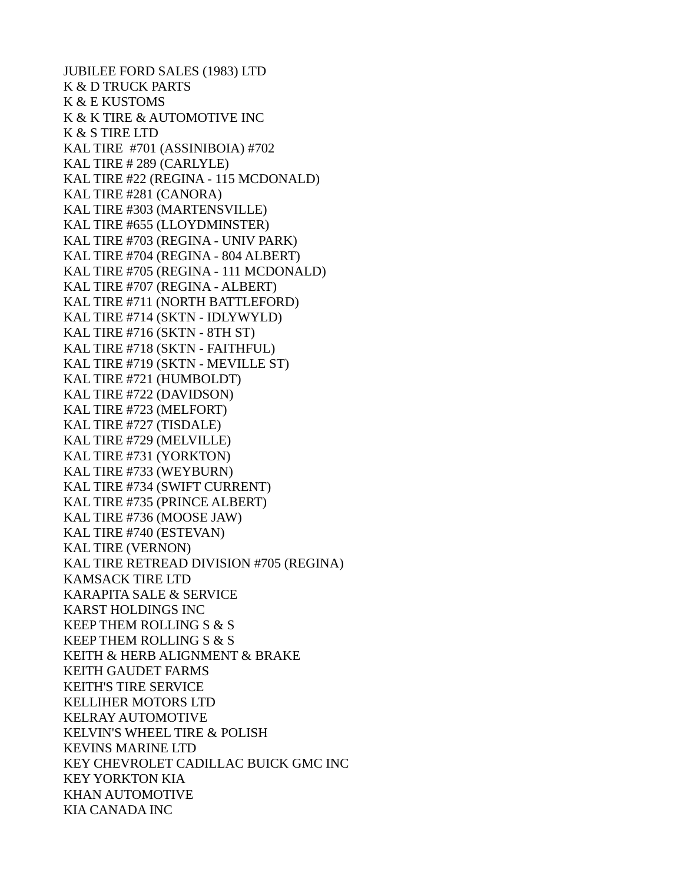JUBILEE FORD SALES (1983) LTD
K & D TRUCK PARTS
K & E KUSTOMS
K & K TIRE & AUTOMOTIVE INC
K & S TIRE LTD
KAL TIRE  #701 (ASSINIBOIA) #702
KAL TIRE # 289 (CARLYLE)
KAL TIRE #22 (REGINA - 115 MCDONALD)
KAL TIRE #281 (CANORA)
KAL TIRE #303 (MARTENSVILLE)
KAL TIRE #655 (LLOYDMINSTER)
KAL TIRE #703 (REGINA - UNIV PARK)
KAL TIRE #704 (REGINA - 804 ALBERT)
KAL TIRE #705 (REGINA - 111 MCDONALD)
KAL TIRE #707 (REGINA - ALBERT)
KAL TIRE #711 (NORTH BATTLEFORD)
KAL TIRE #714 (SKTN - IDLYWYLD)
KAL TIRE #716 (SKTN - 8TH ST)
KAL TIRE #718 (SKTN - FAITHFUL)
KAL TIRE #719 (SKTN - MEVILLE ST)
KAL TIRE #721 (HUMBOLDT)
KAL TIRE #722 (DAVIDSON)
KAL TIRE #723 (MELFORT)
KAL TIRE #727 (TISDALE)
KAL TIRE #729 (MELVILLE)
KAL TIRE #731 (YORKTON)
KAL TIRE #733 (WEYBURN)
KAL TIRE #734 (SWIFT CURRENT)
KAL TIRE #735 (PRINCE ALBERT)
KAL TIRE #736 (MOOSE JAW)
KAL TIRE #740 (ESTEVAN)
KAL TIRE (VERNON)
KAL TIRE RETREAD DIVISION #705 (REGINA)
KAMSACK TIRE LTD
KARAPITA SALE & SERVICE
KARST HOLDINGS INC
KEEP THEM ROLLING S & S
KEEP THEM ROLLING S & S
KEITH & HERB ALIGNMENT & BRAKE
KEITH GAUDET FARMS
KEITH'S TIRE SERVICE
KELLIHER MOTORS LTD
KELRAY AUTOMOTIVE
KELVIN'S WHEEL TIRE & POLISH
KEVINS MARINE LTD
KEY CHEVROLET CADILLAC BUICK GMC INC
KEY YORKTON KIA
KHAN AUTOMOTIVE
KIA CANADA INC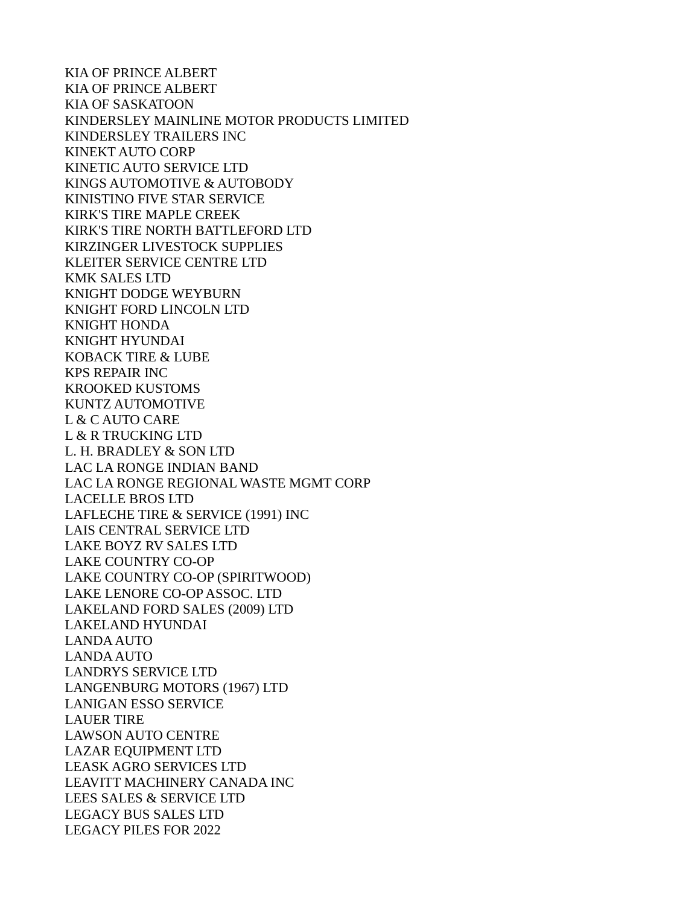KIA OF PRINCE ALBERT
KIA OF PRINCE ALBERT
KIA OF SASKATOON
KINDERSLEY MAINLINE MOTOR PRODUCTS LIMITED
KINDERSLEY TRAILERS INC
KINEKT AUTO CORP
KINETIC AUTO SERVICE LTD
KINGS AUTOMOTIVE & AUTOBODY
KINISTINO FIVE STAR SERVICE
KIRK'S TIRE MAPLE CREEK
KIRK'S TIRE NORTH BATTLEFORD LTD
KIRZINGER LIVESTOCK SUPPLIES
KLEITER SERVICE CENTRE LTD
KMK SALES LTD
KNIGHT DODGE WEYBURN
KNIGHT FORD LINCOLN LTD
KNIGHT HONDA
KNIGHT HYUNDAI
KOBACK TIRE & LUBE
KPS REPAIR INC
KROOKED KUSTOMS
KUNTZ AUTOMOTIVE
L & C AUTO CARE
L & R TRUCKING LTD
L. H. BRADLEY & SON LTD
LAC LA RONGE INDIAN BAND
LAC LA RONGE REGIONAL WASTE MGMT CORP
LACELLE BROS LTD
LAFLECHE TIRE & SERVICE (1991) INC
LAIS CENTRAL SERVICE LTD
LAKE BOYZ RV SALES LTD
LAKE COUNTRY CO-OP
LAKE COUNTRY CO-OP (SPIRITWOOD)
LAKE LENORE CO-OP ASSOC. LTD
LAKELAND FORD SALES (2009) LTD
LAKELAND HYUNDAI
LANDA AUTO
LANDA AUTO
LANDRYS SERVICE LTD
LANGENBURG MOTORS (1967) LTD
LANIGAN ESSO SERVICE
LAUER TIRE
LAWSON AUTO CENTRE
LAZAR EQUIPMENT LTD
LEASK AGRO SERVICES LTD
LEAVITT MACHINERY CANADA INC
LEES SALES & SERVICE LTD
LEGACY BUS SALES LTD
LEGACY PILES FOR 2022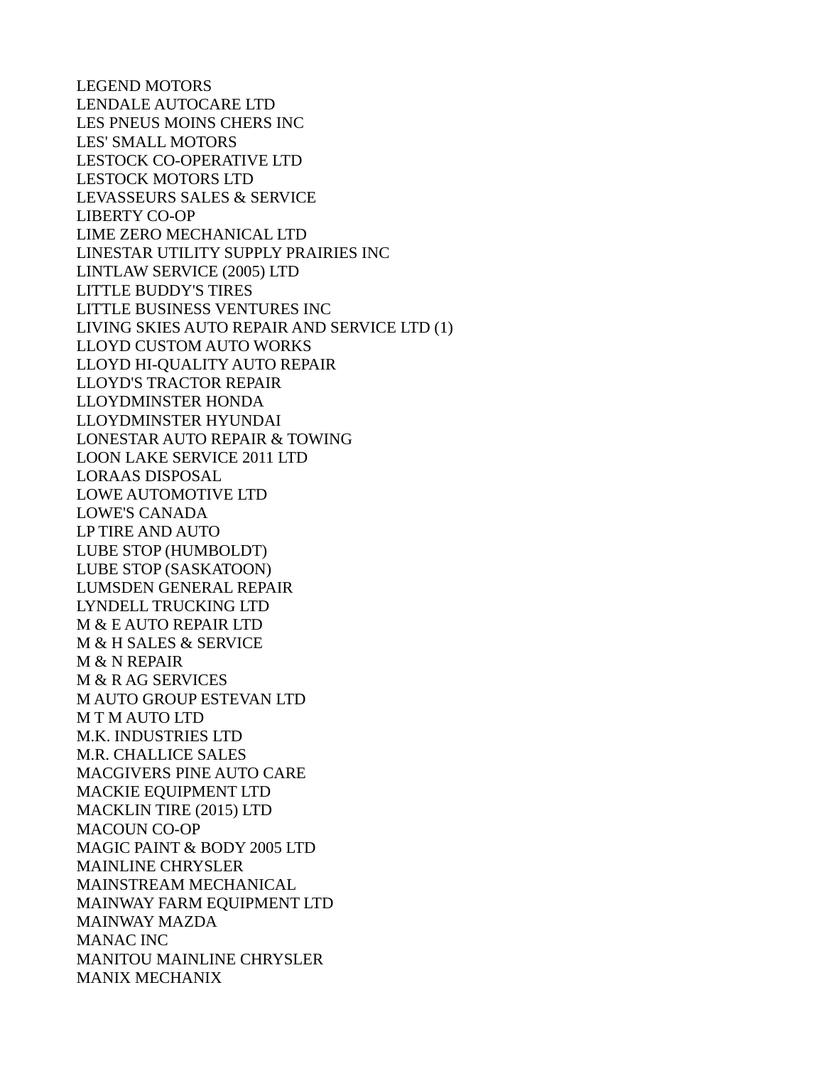LEGEND MOTORS
LENDALE AUTOCARE LTD
LES PNEUS MOINS CHERS INC
LES' SMALL MOTORS
LESTOCK CO-OPERATIVE LTD
LESTOCK MOTORS LTD
LEVASSEURS SALES & SERVICE
LIBERTY CO-OP
LIME ZERO MECHANICAL LTD
LINESTAR UTILITY SUPPLY PRAIRIES INC
LINTLAW SERVICE (2005) LTD
LITTLE BUDDY'S TIRES
LITTLE BUSINESS VENTURES INC
LIVING SKIES AUTO REPAIR AND SERVICE LTD (1)
LLOYD CUSTOM AUTO WORKS
LLOYD HI-QUALITY AUTO REPAIR
LLOYD'S TRACTOR REPAIR
LLOYDMINSTER HONDA
LLOYDMINSTER HYUNDAI
LONESTAR AUTO REPAIR & TOWING
LOON LAKE SERVICE 2011 LTD
LORAAS DISPOSAL
LOWE AUTOMOTIVE LTD
LOWE'S CANADA
LP TIRE AND AUTO
LUBE STOP (HUMBOLDT)
LUBE STOP (SASKATOON)
LUMSDEN GENERAL REPAIR
LYNDELL TRUCKING LTD
M & E AUTO REPAIR LTD
M & H SALES & SERVICE
M & N REPAIR
M & R AG SERVICES
M AUTO GROUP ESTEVAN LTD
M T M AUTO LTD
M.K. INDUSTRIES LTD
M.R. CHALLICE SALES
MACGIVERS PINE AUTO CARE
MACKIE EQUIPMENT LTD
MACKLIN TIRE (2015) LTD
MACOUN CO-OP
MAGIC PAINT & BODY 2005 LTD
MAINLINE CHRYSLER
MAINSTREAM MECHANICAL
MAINWAY FARM EQUIPMENT LTD
MAINWAY MAZDA
MANAC INC
MANITOU MAINLINE CHRYSLER
MANIX MECHANIX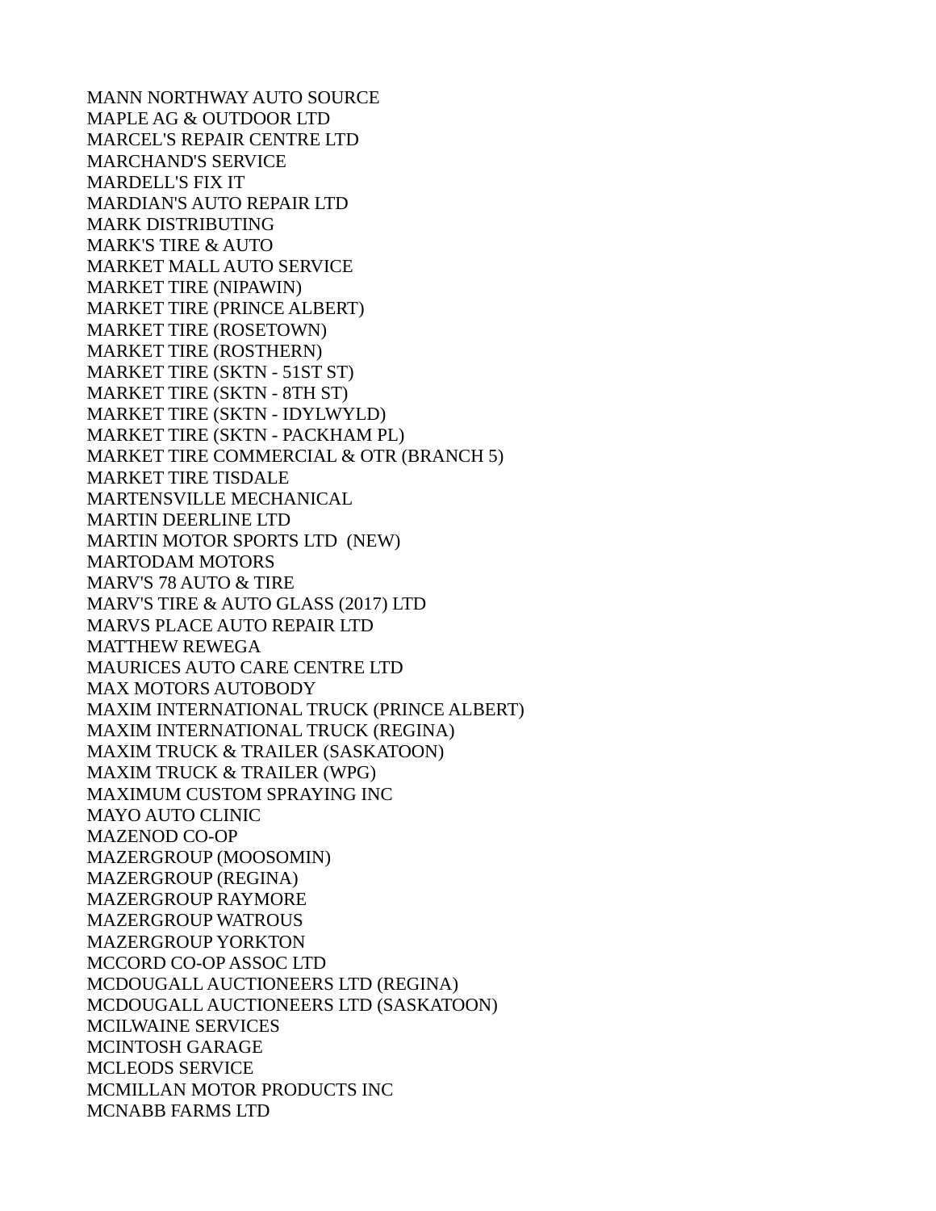MANN NORTHWAY AUTO SOURCE
MAPLE AG & OUTDOOR LTD
MARCEL'S REPAIR CENTRE LTD
MARCHAND'S SERVICE
MARDELL'S FIX IT
MARDIAN'S AUTO REPAIR LTD
MARK DISTRIBUTING
MARK'S TIRE & AUTO
MARKET MALL AUTO SERVICE
MARKET TIRE (NIPAWIN)
MARKET TIRE (PRINCE ALBERT)
MARKET TIRE (ROSETOWN)
MARKET TIRE (ROSTHERN)
MARKET TIRE (SKTN - 51ST ST)
MARKET TIRE (SKTN - 8TH ST)
MARKET TIRE (SKTN - IDYLWYLD)
MARKET TIRE (SKTN - PACKHAM PL)
MARKET TIRE COMMERCIAL & OTR (BRANCH 5)
MARKET TIRE TISDALE
MARTENSVILLE MECHANICAL
MARTIN DEERLINE LTD
MARTIN MOTOR SPORTS LTD (NEW)
MARTODAM MOTORS
MARV'S 78 AUTO & TIRE
MARV'S TIRE & AUTO GLASS (2017) LTD
MARVS PLACE AUTO REPAIR LTD
MATTHEW REWEGA
MAURICES AUTO CARE CENTRE LTD
MAX MOTORS AUTOBODY
MAXIM INTERNATIONAL TRUCK (PRINCE ALBERT)
MAXIM INTERNATIONAL TRUCK (REGINA)
MAXIM TRUCK & TRAILER (SASKATOON)
MAXIM TRUCK & TRAILER (WPG)
MAXIMUM CUSTOM SPRAYING INC
MAYO AUTO CLINIC
MAZENOD CO-OP
MAZERGROUP (MOOSOMIN)
MAZERGROUP (REGINA)
MAZERGROUP RAYMORE
MAZERGROUP WATROUS
MAZERGROUP YORKTON
MCCORD CO-OP ASSOC LTD
MCDOUGALL AUCTIONEERS LTD (REGINA)
MCDOUGALL AUCTIONEERS LTD (SASKATOON)
MCILWAINE SERVICES
MCINTOSH GARAGE
MCLEODS SERVICE
MCMILLAN MOTOR PRODUCTS INC
MCNABB FARMS LTD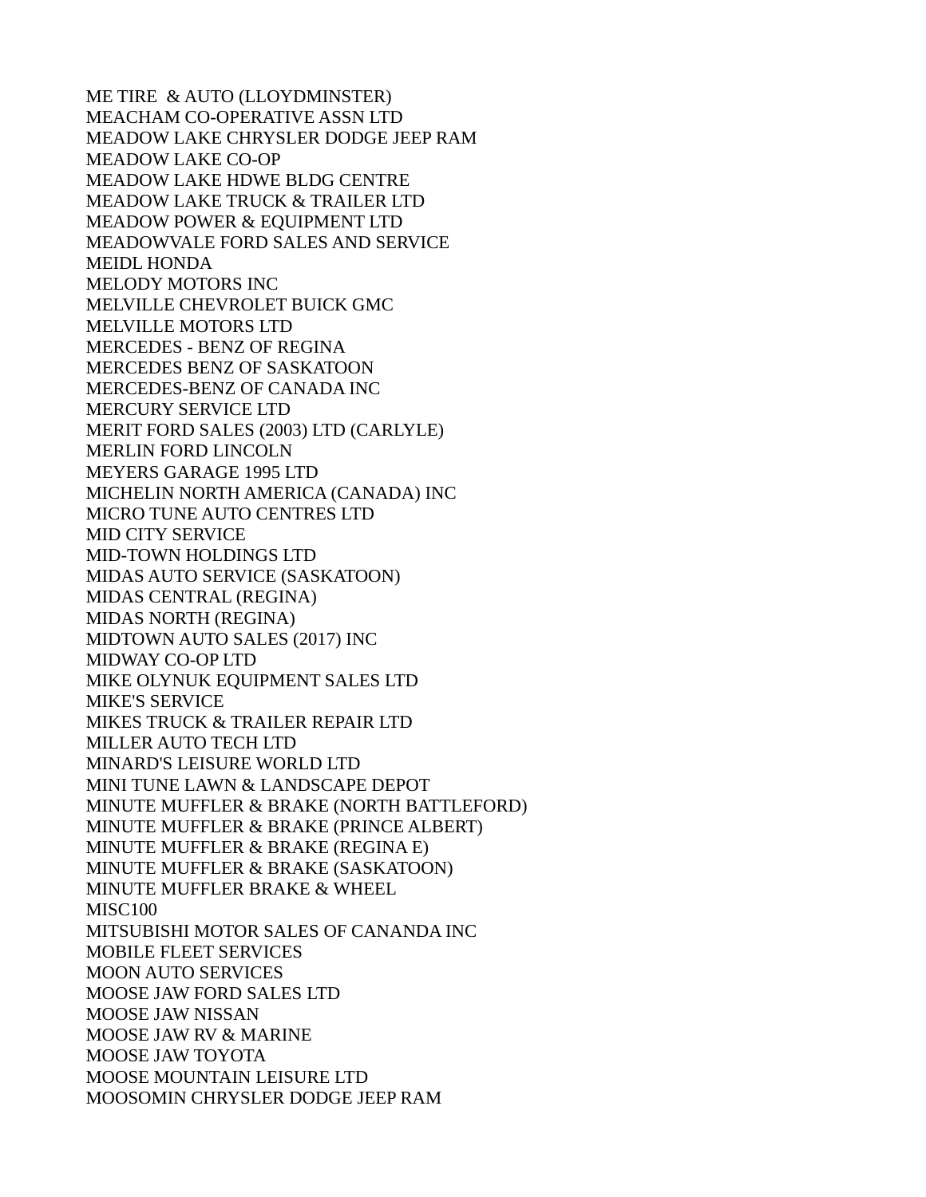ME TIRE  & AUTO (LLOYDMINSTER)
MEACHAM CO-OPERATIVE ASSN LTD
MEADOW LAKE CHRYSLER DODGE JEEP RAM
MEADOW LAKE CO-OP
MEADOW LAKE HDWE BLDG CENTRE
MEADOW LAKE TRUCK & TRAILER LTD
MEADOW POWER & EQUIPMENT LTD
MEADOWVALE FORD SALES AND SERVICE
MEIDL HONDA
MELODY MOTORS INC
MELVILLE CHEVROLET BUICK GMC
MELVILLE MOTORS LTD
MERCEDES - BENZ OF REGINA
MERCEDES BENZ OF SASKATOON
MERCEDES-BENZ OF CANADA INC
MERCURY SERVICE LTD
MERIT FORD SALES (2003) LTD (CARLYLE)
MERLIN FORD LINCOLN
MEYERS GARAGE 1995 LTD
MICHELIN NORTH AMERICA (CANADA) INC
MICRO TUNE AUTO CENTRES LTD
MID CITY SERVICE
MID-TOWN HOLDINGS LTD
MIDAS AUTO SERVICE (SASKATOON)
MIDAS CENTRAL (REGINA)
MIDAS NORTH (REGINA)
MIDTOWN AUTO SALES (2017) INC
MIDWAY CO-OP LTD
MIKE OLYNUK EQUIPMENT SALES LTD
MIKE'S SERVICE
MIKES TRUCK & TRAILER REPAIR LTD
MILLER AUTO TECH LTD
MINARD'S LEISURE WORLD LTD
MINI TUNE LAWN & LANDSCAPE DEPOT
MINUTE MUFFLER & BRAKE (NORTH BATTLEFORD)
MINUTE MUFFLER & BRAKE (PRINCE ALBERT)
MINUTE MUFFLER & BRAKE (REGINA E)
MINUTE MUFFLER & BRAKE (SASKATOON)
MINUTE MUFFLER BRAKE & WHEEL
MISC100
MITSUBISHI MOTOR SALES OF CANANDA INC
MOBILE FLEET SERVICES
MOON AUTO SERVICES
MOOSE JAW FORD SALES LTD
MOOSE JAW NISSAN
MOOSE JAW RV & MARINE
MOOSE JAW TOYOTA
MOOSE MOUNTAIN LEISURE LTD
MOOSOMIN CHRYSLER DODGE JEEP RAM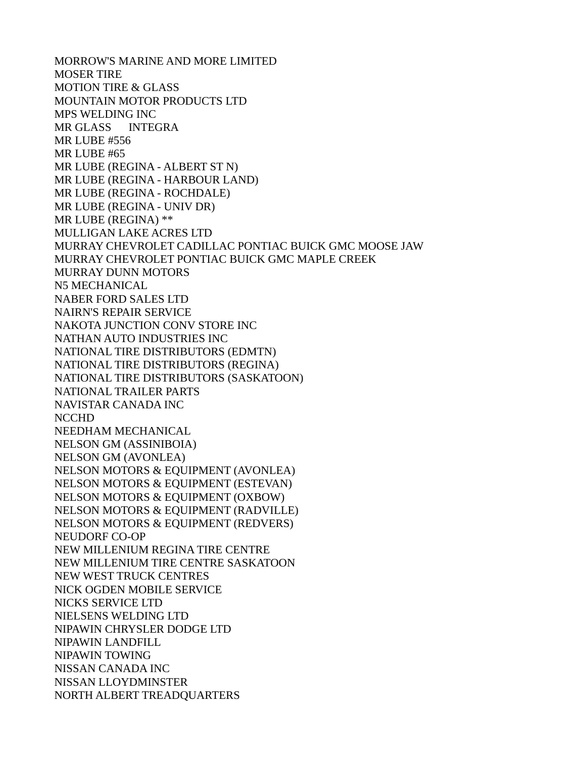MORROW'S MARINE AND MORE LIMITED
MOSER TIRE
MOTION TIRE & GLASS
MOUNTAIN MOTOR PRODUCTS LTD
MPS WELDING INC
MR GLASS      INTEGRA
MR LUBE #556
MR LUBE #65
MR LUBE (REGINA - ALBERT ST N)
MR LUBE (REGINA - HARBOUR LAND)
MR LUBE (REGINA - ROCHDALE)
MR LUBE (REGINA - UNIV DR)
MR LUBE (REGINA) **
MULLIGAN LAKE ACRES LTD
MURRAY CHEVROLET CADILLAC PONTIAC BUICK GMC MOOSE JAW
MURRAY CHEVROLET PONTIAC BUICK GMC MAPLE CREEK
MURRAY DUNN MOTORS
N5 MECHANICAL
NABER FORD SALES LTD
NAIRN'S REPAIR SERVICE
NAKOTA JUNCTION CONV STORE INC
NATHAN AUTO INDUSTRIES INC
NATIONAL TIRE DISTRIBUTORS (EDMTN)
NATIONAL TIRE DISTRIBUTORS (REGINA)
NATIONAL TIRE DISTRIBUTORS (SASKATOON)
NATIONAL TRAILER PARTS
NAVISTAR CANADA INC
NCCHD
NEEDHAM MECHANICAL
NELSON GM (ASSINIBOIA)
NELSON GM (AVONLEA)
NELSON MOTORS & EQUIPMENT (AVONLEA)
NELSON MOTORS & EQUIPMENT (ESTEVAN)
NELSON MOTORS & EQUIPMENT (OXBOW)
NELSON MOTORS & EQUIPMENT (RADVILLE)
NELSON MOTORS & EQUIPMENT (REDVERS)
NEUDORF CO-OP
NEW MILLENIUM REGINA TIRE CENTRE
NEW MILLENIUM TIRE CENTRE SASKATOON
NEW WEST TRUCK CENTRES
NICK OGDEN MOBILE SERVICE
NICKS SERVICE LTD
NIELSENS WELDING LTD
NIPAWIN CHRYSLER DODGE LTD
NIPAWIN LANDFILL
NIPAWIN TOWING
NISSAN CANADA INC
NISSAN LLOYDMINSTER
NORTH ALBERT TREADQUARTERS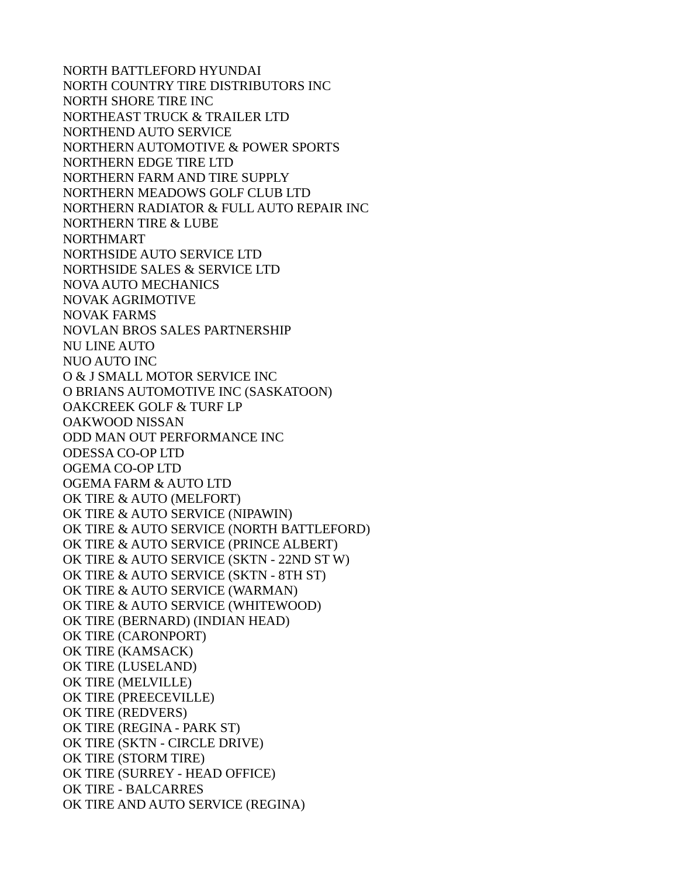NORTH BATTLEFORD HYUNDAI
NORTH COUNTRY TIRE DISTRIBUTORS INC
NORTH SHORE TIRE INC
NORTHEAST TRUCK & TRAILER LTD
NORTHEND AUTO SERVICE
NORTHERN AUTOMOTIVE & POWER SPORTS
NORTHERN EDGE TIRE LTD
NORTHERN FARM AND TIRE SUPPLY
NORTHERN MEADOWS GOLF CLUB LTD
NORTHERN RADIATOR & FULL AUTO REPAIR INC
NORTHERN TIRE & LUBE
NORTHMART
NORTHSIDE AUTO SERVICE LTD
NORTHSIDE SALES & SERVICE LTD
NOVA AUTO MECHANICS
NOVAK AGRIMOTIVE
NOVAK FARMS
NOVLAN BROS SALES PARTNERSHIP
NU LINE AUTO
NUO AUTO INC
O & J SMALL MOTOR SERVICE INC
O BRIANS AUTOMOTIVE INC (SASKATOON)
OAKCREEK GOLF & TURF LP
OAKWOOD NISSAN
ODD MAN OUT PERFORMANCE INC
ODESSA CO-OP LTD
OGEMA CO-OP LTD
OGEMA FARM & AUTO LTD
OK TIRE & AUTO (MELFORT)
OK TIRE & AUTO SERVICE (NIPAWIN)
OK TIRE & AUTO SERVICE (NORTH BATTLEFORD)
OK TIRE & AUTO SERVICE (PRINCE ALBERT)
OK TIRE & AUTO SERVICE (SKTN - 22ND ST W)
OK TIRE & AUTO SERVICE (SKTN - 8TH ST)
OK TIRE & AUTO SERVICE (WARMAN)
OK TIRE & AUTO SERVICE (WHITEWOOD)
OK TIRE (BERNARD) (INDIAN HEAD)
OK TIRE (CARONPORT)
OK TIRE (KAMSACK)
OK TIRE (LUSELAND)
OK TIRE (MELVILLE)
OK TIRE (PREECEVILLE)
OK TIRE (REDVERS)
OK TIRE (REGINA - PARK ST)
OK TIRE (SKTN - CIRCLE DRIVE)
OK TIRE (STORM TIRE)
OK TIRE (SURREY - HEAD OFFICE)
OK TIRE - BALCARRES
OK TIRE AND AUTO SERVICE (REGINA)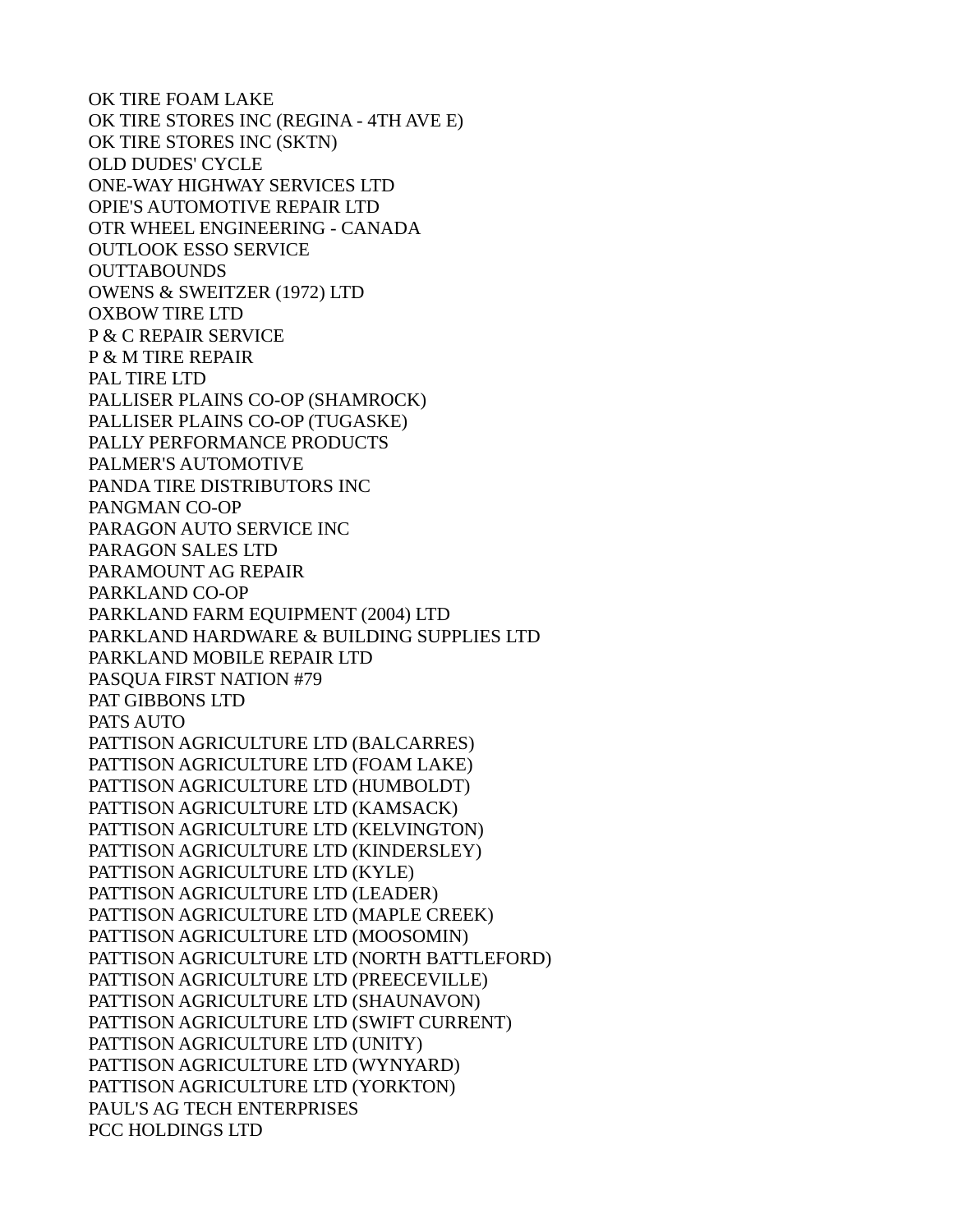OK TIRE FOAM LAKE
OK TIRE STORES INC (REGINA - 4TH AVE E)
OK TIRE STORES INC (SKTN)
OLD DUDES' CYCLE
ONE-WAY HIGHWAY SERVICES LTD
OPIE'S AUTOMOTIVE REPAIR LTD
OTR WHEEL ENGINEERING - CANADA
OUTLOOK ESSO SERVICE
OUTTABOUNDS
OWENS & SWEITZER (1972) LTD
OXBOW TIRE LTD
P & C REPAIR SERVICE
P & M TIRE REPAIR
PAL TIRE LTD
PALLISER PLAINS CO-OP (SHAMROCK)
PALLISER PLAINS CO-OP (TUGASKE)
PALLY PERFORMANCE PRODUCTS
PALMER'S AUTOMOTIVE
PANDA TIRE DISTRIBUTORS INC
PANGMAN CO-OP
PARAGON AUTO SERVICE INC
PARAGON SALES LTD
PARAMOUNT AG REPAIR
PARKLAND CO-OP
PARKLAND FARM EQUIPMENT (2004) LTD
PARKLAND HARDWARE & BUILDING SUPPLIES LTD
PARKLAND MOBILE REPAIR LTD
PASQUA FIRST NATION #79
PAT GIBBONS LTD
PATS AUTO
PATTISON AGRICULTURE LTD (BALCARRES)
PATTISON AGRICULTURE LTD (FOAM LAKE)
PATTISON AGRICULTURE LTD (HUMBOLDT)
PATTISON AGRICULTURE LTD (KAMSACK)
PATTISON AGRICULTURE LTD (KELVINGTON)
PATTISON AGRICULTURE LTD (KINDERSLEY)
PATTISON AGRICULTURE LTD (KYLE)
PATTISON AGRICULTURE LTD (LEADER)
PATTISON AGRICULTURE LTD (MAPLE CREEK)
PATTISON AGRICULTURE LTD (MOOSOMIN)
PATTISON AGRICULTURE LTD (NORTH BATTLEFORD)
PATTISON AGRICULTURE LTD (PREECEVILLE)
PATTISON AGRICULTURE LTD (SHAUNAVON)
PATTISON AGRICULTURE LTD (SWIFT CURRENT)
PATTISON AGRICULTURE LTD (UNITY)
PATTISON AGRICULTURE LTD (WYNYARD)
PATTISON AGRICULTURE LTD (YORKTON)
PAUL'S AG TECH ENTERPRISES
PCC HOLDINGS LTD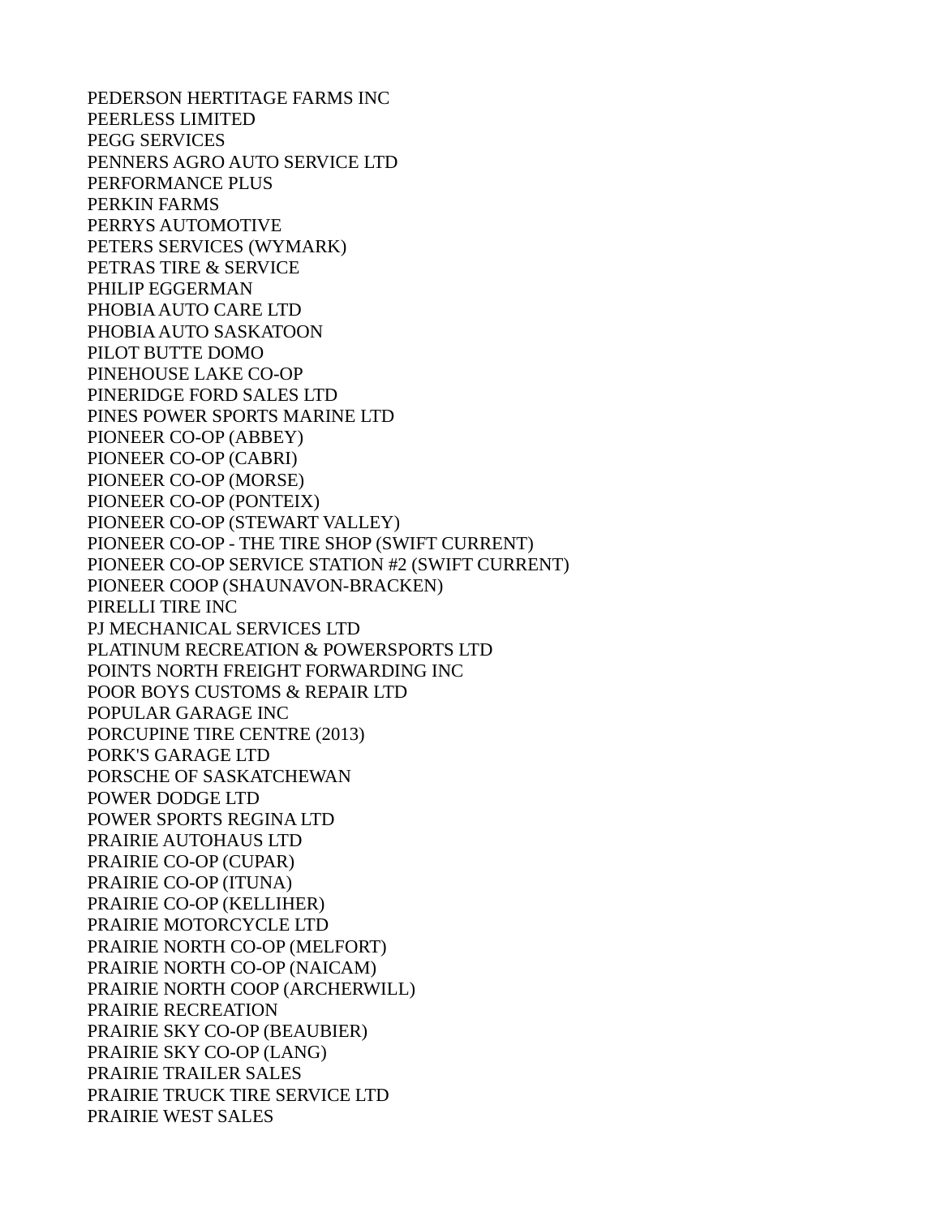PEDERSON HERTITAGE FARMS INC
PEERLESS LIMITED
PEGG SERVICES
PENNERS AGRO AUTO SERVICE LTD
PERFORMANCE PLUS
PERKIN FARMS
PERRYS AUTOMOTIVE
PETERS SERVICES (WYMARK)
PETRAS TIRE & SERVICE
PHILIP EGGERMAN
PHOBIA AUTO CARE LTD
PHOBIA AUTO SASKATOON
PILOT BUTTE DOMO
PINEHOUSE LAKE CO-OP
PINERIDGE FORD SALES LTD
PINES POWER SPORTS MARINE LTD
PIONEER CO-OP (ABBEY)
PIONEER CO-OP (CABRI)
PIONEER CO-OP (MORSE)
PIONEER CO-OP (PONTEIX)
PIONEER CO-OP (STEWART VALLEY)
PIONEER CO-OP - THE TIRE SHOP (SWIFT CURRENT)
PIONEER CO-OP SERVICE STATION #2 (SWIFT CURRENT)
PIONEER COOP (SHAUNAVON-BRACKEN)
PIRELLI TIRE INC
PJ MECHANICAL SERVICES LTD
PLATINUM RECREATION & POWERSPORTS LTD
POINTS NORTH FREIGHT FORWARDING INC
POOR BOYS CUSTOMS & REPAIR LTD
POPULAR GARAGE INC
PORCUPINE TIRE CENTRE (2013)
PORK'S GARAGE LTD
PORSCHE OF SASKATCHEWAN
POWER DODGE LTD
POWER SPORTS REGINA LTD
PRAIRIE AUTOHAUS LTD
PRAIRIE CO-OP (CUPAR)
PRAIRIE CO-OP (ITUNA)
PRAIRIE CO-OP (KELLIHER)
PRAIRIE MOTORCYCLE LTD
PRAIRIE NORTH CO-OP (MELFORT)
PRAIRIE NORTH CO-OP (NAICAM)
PRAIRIE NORTH COOP (ARCHERWILL)
PRAIRIE RECREATION
PRAIRIE SKY CO-OP (BEAUBIER)
PRAIRIE SKY CO-OP (LANG)
PRAIRIE TRAILER SALES
PRAIRIE TRUCK TIRE SERVICE LTD
PRAIRIE WEST SALES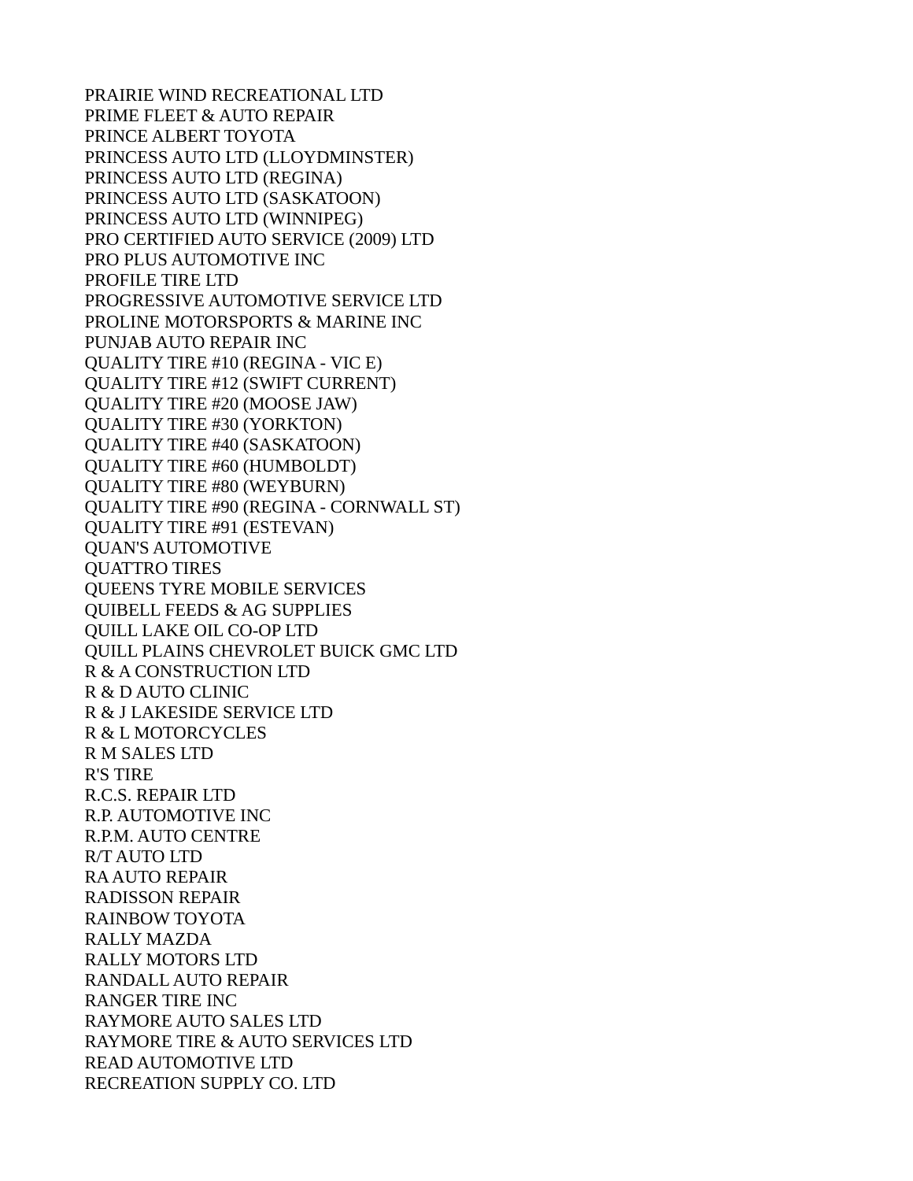PRAIRIE WIND RECREATIONAL LTD
PRIME FLEET & AUTO REPAIR
PRINCE ALBERT TOYOTA
PRINCESS AUTO LTD (LLOYDMINSTER)
PRINCESS AUTO LTD (REGINA)
PRINCESS AUTO LTD (SASKATOON)
PRINCESS AUTO LTD (WINNIPEG)
PRO CERTIFIED AUTO SERVICE (2009) LTD
PRO PLUS AUTOMOTIVE INC
PROFILE TIRE LTD
PROGRESSIVE AUTOMOTIVE SERVICE LTD
PROLINE MOTORSPORTS & MARINE INC
PUNJAB AUTO REPAIR INC
QUALITY TIRE #10 (REGINA - VIC E)
QUALITY TIRE #12 (SWIFT CURRENT)
QUALITY TIRE #20 (MOOSE JAW)
QUALITY TIRE #30 (YORKTON)
QUALITY TIRE #40 (SASKATOON)
QUALITY TIRE #60 (HUMBOLDT)
QUALITY TIRE #80 (WEYBURN)
QUALITY TIRE #90 (REGINA - CORNWALL ST)
QUALITY TIRE #91 (ESTEVAN)
QUAN'S AUTOMOTIVE
QUATTRO TIRES
QUEENS TYRE MOBILE SERVICES
QUIBELL FEEDS & AG SUPPLIES
QUILL LAKE OIL CO-OP LTD
QUILL PLAINS CHEVROLET BUICK GMC LTD
R & A CONSTRUCTION LTD
R & D AUTO CLINIC
R & J LAKESIDE SERVICE LTD
R & L MOTORCYCLES
R M SALES LTD
R'S TIRE
R.C.S. REPAIR LTD
R.P. AUTOMOTIVE INC
R.P.M. AUTO CENTRE
R/T AUTO LTD
RA AUTO REPAIR
RADISSON REPAIR
RAINBOW TOYOTA
RALLY MAZDA
RALLY MOTORS LTD
RANDALL AUTO REPAIR
RANGER TIRE INC
RAYMORE AUTO SALES LTD
RAYMORE TIRE & AUTO SERVICES LTD
READ AUTOMOTIVE LTD
RECREATION SUPPLY CO. LTD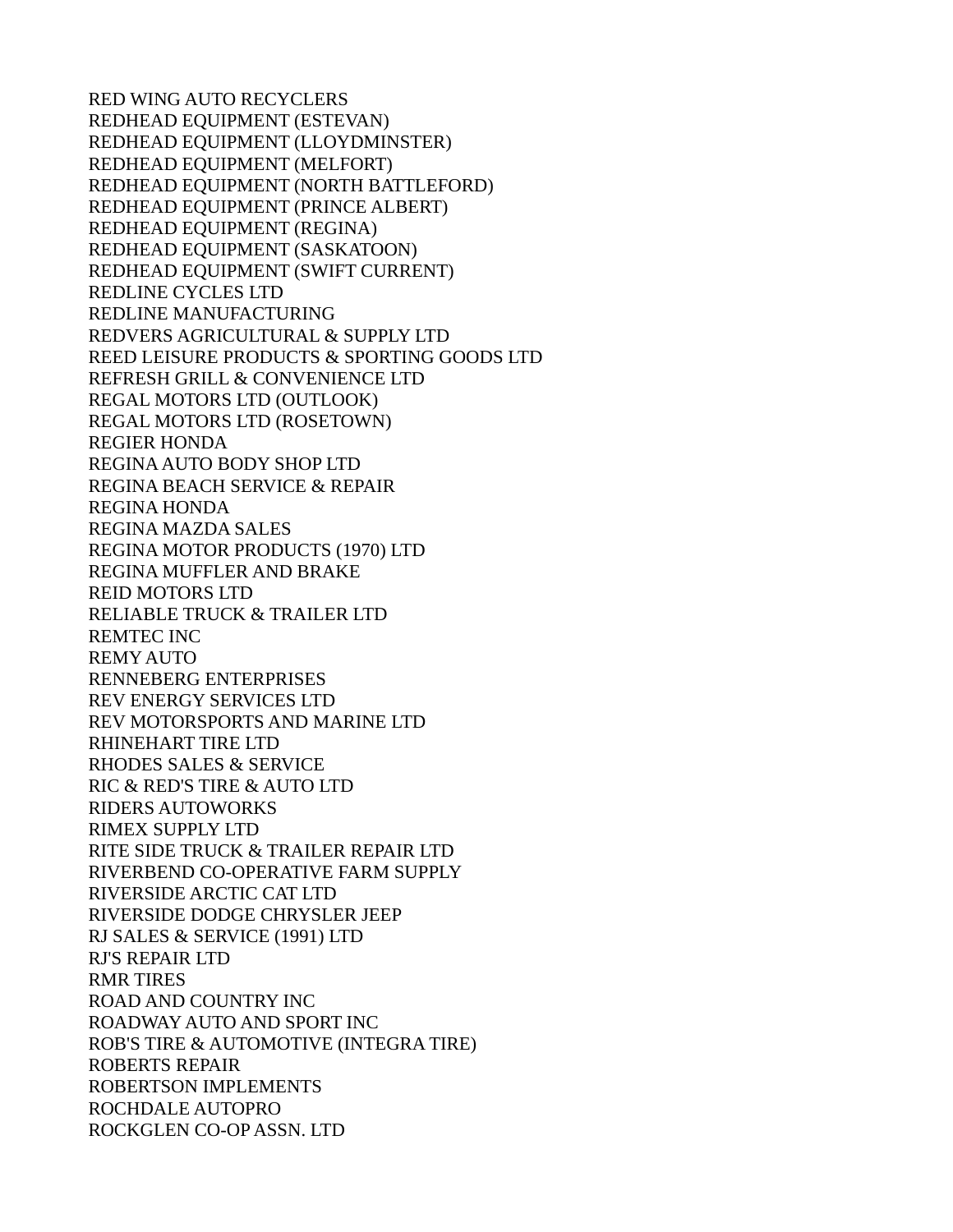RED WING AUTO RECYCLERS
REDHEAD EQUIPMENT (ESTEVAN)
REDHEAD EQUIPMENT (LLOYDMINSTER)
REDHEAD EQUIPMENT (MELFORT)
REDHEAD EQUIPMENT (NORTH BATTLEFORD)
REDHEAD EQUIPMENT (PRINCE ALBERT)
REDHEAD EQUIPMENT (REGINA)
REDHEAD EQUIPMENT (SASKATOON)
REDHEAD EQUIPMENT (SWIFT CURRENT)
REDLINE CYCLES LTD
REDLINE MANUFACTURING
REDVERS AGRICULTURAL & SUPPLY LTD
REED LEISURE PRODUCTS & SPORTING GOODS LTD
REFRESH GRILL & CONVENIENCE LTD
REGAL MOTORS LTD (OUTLOOK)
REGAL MOTORS LTD (ROSETOWN)
REGIER HONDA
REGINA AUTO BODY SHOP LTD
REGINA BEACH SERVICE & REPAIR
REGINA HONDA
REGINA MAZDA SALES
REGINA MOTOR PRODUCTS (1970) LTD
REGINA MUFFLER AND BRAKE
REID MOTORS LTD
RELIABLE TRUCK & TRAILER LTD
REMTEC INC
REMY AUTO
RENNEBERG ENTERPRISES
REV ENERGY SERVICES LTD
REV MOTORSPORTS AND MARINE LTD
RHINEHART TIRE LTD
RHODES SALES & SERVICE
RIC & RED'S TIRE & AUTO LTD
RIDERS AUTOWORKS
RIMEX SUPPLY LTD
RITE SIDE TRUCK & TRAILER REPAIR LTD
RIVERBEND CO-OPERATIVE FARM SUPPLY
RIVERSIDE ARCTIC CAT LTD
RIVERSIDE DODGE CHRYSLER JEEP
RJ SALES & SERVICE (1991) LTD
RJ'S REPAIR LTD
RMR TIRES
ROAD AND COUNTRY INC
ROADWAY AUTO AND SPORT INC
ROB'S TIRE & AUTOMOTIVE (INTEGRA TIRE)
ROBERTS REPAIR
ROBERTSON IMPLEMENTS
ROCHDALE AUTOPRO
ROCKGLEN CO-OP ASSN. LTD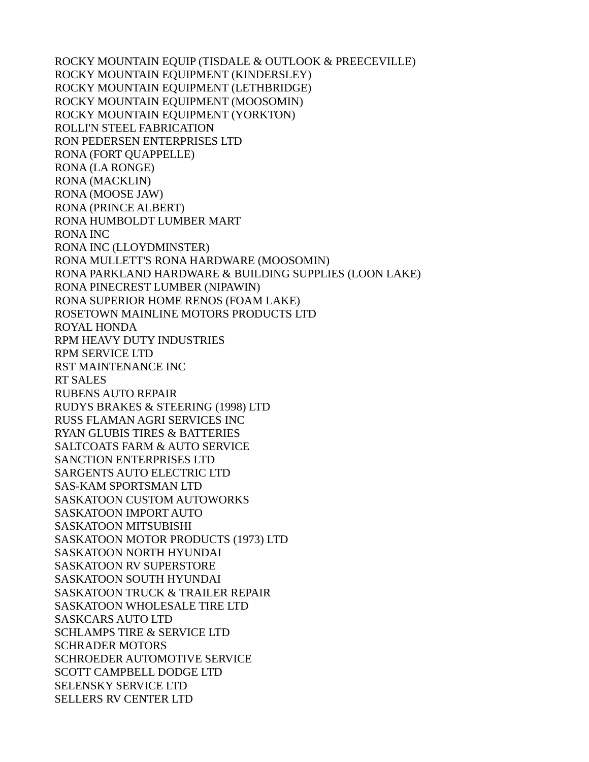ROCKY MOUNTAIN EQUIP (TISDALE & OUTLOOK & PREECEVILLE)
ROCKY MOUNTAIN EQUIPMENT (KINDERSLEY)
ROCKY MOUNTAIN EQUIPMENT (LETHBRIDGE)
ROCKY MOUNTAIN EQUIPMENT (MOOSOMIN)
ROCKY MOUNTAIN EQUIPMENT (YORKTON)
ROLLI'N STEEL FABRICATION
RON PEDERSEN ENTERPRISES LTD
RONA (FORT QUAPPELLE)
RONA (LA RONGE)
RONA (MACKLIN)
RONA (MOOSE JAW)
RONA (PRINCE ALBERT)
RONA HUMBOLDT LUMBER MART
RONA INC
RONA INC (LLOYDMINSTER)
RONA MULLETT'S RONA HARDWARE (MOOSOMIN)
RONA PARKLAND HARDWARE & BUILDING SUPPLIES (LOON LAKE)
RONA PINECREST LUMBER (NIPAWIN)
RONA SUPERIOR HOME RENOS (FOAM LAKE)
ROSETOWN MAINLINE MOTORS PRODUCTS LTD
ROYAL HONDA
RPM HEAVY DUTY INDUSTRIES
RPM SERVICE LTD
RST MAINTENANCE INC
RT SALES
RUBENS AUTO REPAIR
RUDYS BRAKES & STEERING (1998) LTD
RUSS FLAMAN AGRI SERVICES INC
RYAN GLUBIS TIRES & BATTERIES
SALTCOATS FARM & AUTO SERVICE
SANCTION ENTERPRISES LTD
SARGENTS AUTO ELECTRIC LTD
SAS-KAM SPORTSMAN LTD
SASKATOON CUSTOM AUTOWORKS
SASKATOON IMPORT AUTO
SASKATOON MITSUBISHI
SASKATOON MOTOR PRODUCTS (1973) LTD
SASKATOON NORTH HYUNDAI
SASKATOON RV SUPERSTORE
SASKATOON SOUTH HYUNDAI
SASKATOON TRUCK & TRAILER REPAIR
SASKATOON WHOLESALE TIRE LTD
SASKCARS AUTO LTD
SCHLAMPS TIRE & SERVICE LTD
SCHRADER MOTORS
SCHROEDER AUTOMOTIVE SERVICE
SCOTT CAMPBELL DODGE LTD
SELENSKY SERVICE LTD
SELLERS RV CENTER LTD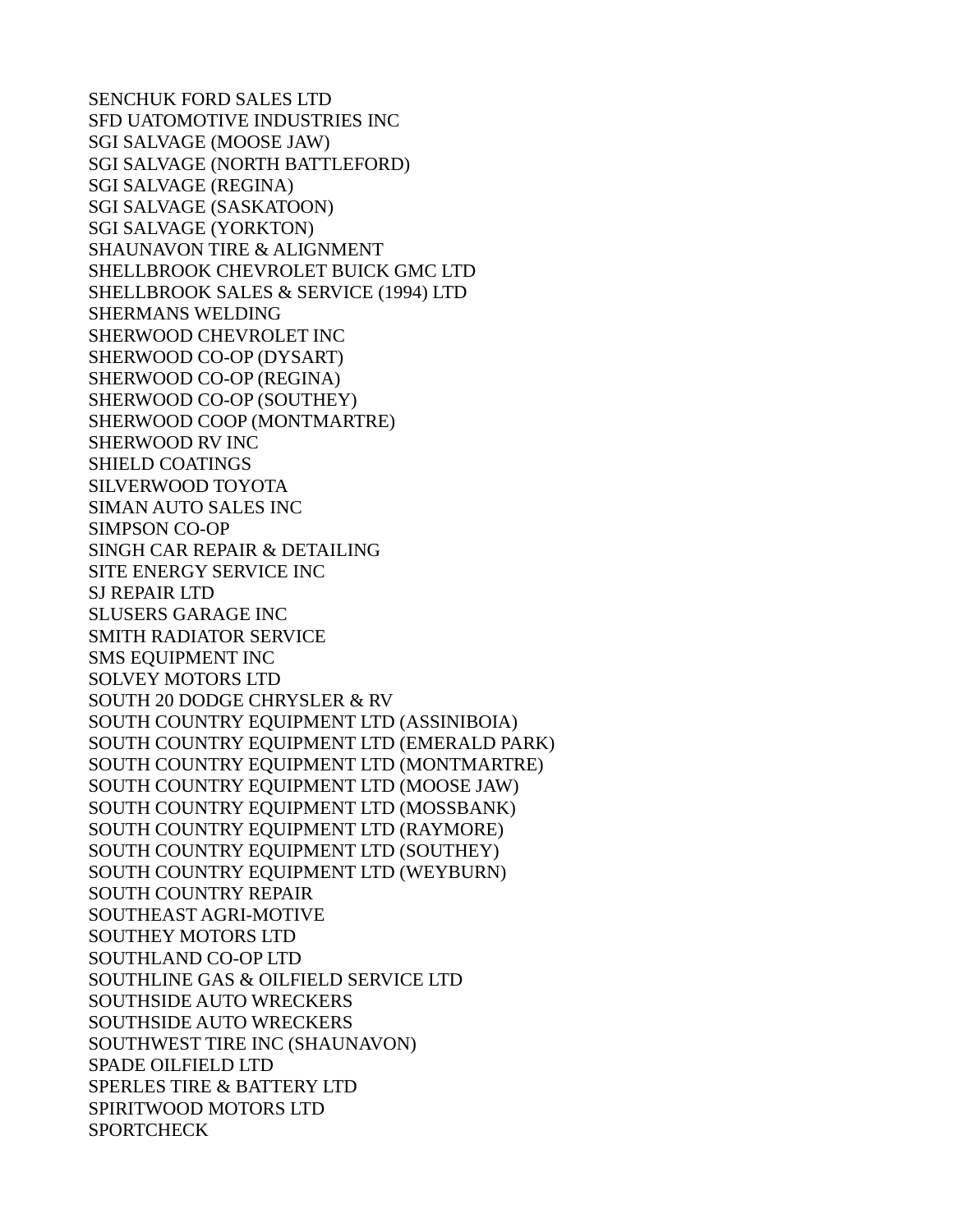SENCHUK FORD SALES LTD
SFD UATOMOTIVE INDUSTRIES INC
SGI SALVAGE (MOOSE JAW)
SGI SALVAGE (NORTH BATTLEFORD)
SGI SALVAGE (REGINA)
SGI SALVAGE (SASKATOON)
SGI SALVAGE (YORKTON)
SHAUNAVON TIRE & ALIGNMENT
SHELLBROOK CHEVROLET BUICK GMC LTD
SHELLBROOK SALES & SERVICE (1994) LTD
SHERMANS WELDING
SHERWOOD CHEVROLET INC
SHERWOOD CO-OP (DYSART)
SHERWOOD CO-OP (REGINA)
SHERWOOD CO-OP (SOUTHEY)
SHERWOOD COOP (MONTMARTRE)
SHERWOOD RV INC
SHIELD COATINGS
SILVERWOOD TOYOTA
SIMAN AUTO SALES INC
SIMPSON CO-OP
SINGH CAR REPAIR & DETAILING
SITE ENERGY SERVICE INC
SJ REPAIR LTD
SLUSERS GARAGE INC
SMITH RADIATOR SERVICE
SMS EQUIPMENT INC
SOLVEY MOTORS LTD
SOUTH 20 DODGE CHRYSLER & RV
SOUTH COUNTRY EQUIPMENT LTD (ASSINIBOIA)
SOUTH COUNTRY EQUIPMENT LTD (EMERALD PARK)
SOUTH COUNTRY EQUIPMENT LTD (MONTMARTRE)
SOUTH COUNTRY EQUIPMENT LTD (MOOSE JAW)
SOUTH COUNTRY EQUIPMENT LTD (MOSSBANK)
SOUTH COUNTRY EQUIPMENT LTD (RAYMORE)
SOUTH COUNTRY EQUIPMENT LTD (SOUTHEY)
SOUTH COUNTRY EQUIPMENT LTD (WEYBURN)
SOUTH COUNTRY REPAIR
SOUTHEAST AGRI-MOTIVE
SOUTHEY MOTORS LTD
SOUTHLAND CO-OP LTD
SOUTHLINE GAS & OILFIELD SERVICE LTD
SOUTHSIDE AUTO WRECKERS
SOUTHSIDE AUTO WRECKERS
SOUTHWEST TIRE INC (SHAUNAVON)
SPADE OILFIELD LTD
SPERLES TIRE & BATTERY LTD
SPIRITWOOD MOTORS LTD
SPORTCHECK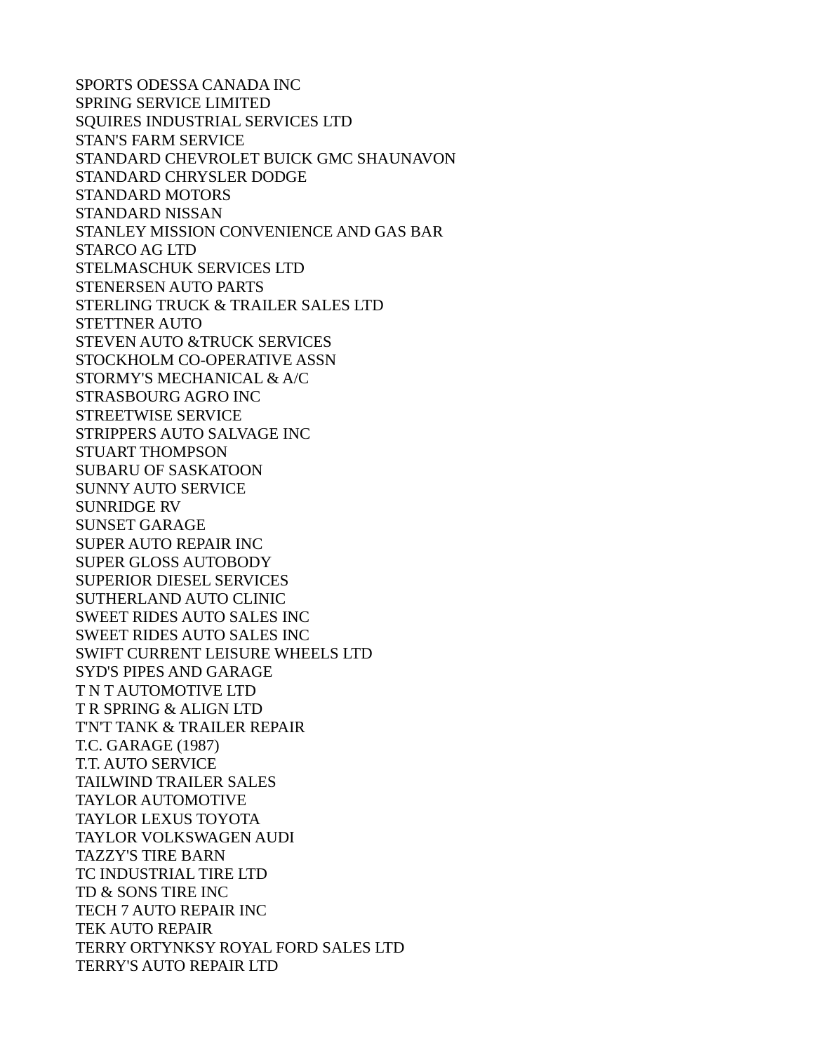SPORTS ODESSA CANADA INC
SPRING SERVICE LIMITED
SQUIRES INDUSTRIAL SERVICES LTD
STAN'S FARM SERVICE
STANDARD CHEVROLET BUICK GMC SHAUNAVON
STANDARD CHRYSLER DODGE
STANDARD MOTORS
STANDARD NISSAN
STANLEY MISSION CONVENIENCE AND GAS BAR
STARCO AG LTD
STELMASCHUK SERVICES LTD
STENERSEN AUTO PARTS
STERLING TRUCK & TRAILER SALES LTD
STETTNER AUTO
STEVEN AUTO &TRUCK SERVICES
STOCKHOLM CO-OPERATIVE ASSN
STORMY'S MECHANICAL & A/C
STRASBOURG AGRO INC
STREETWISE SERVICE
STRIPPERS AUTO SALVAGE INC
STUART THOMPSON
SUBARU OF SASKATOON
SUNNY AUTO SERVICE
SUNRIDGE RV
SUNSET GARAGE
SUPER AUTO REPAIR INC
SUPER GLOSS AUTOBODY
SUPERIOR DIESEL SERVICES
SUTHERLAND AUTO CLINIC
SWEET RIDES AUTO SALES INC
SWEET RIDES AUTO SALES INC
SWIFT CURRENT LEISURE WHEELS LTD
SYD'S PIPES AND GARAGE
T N T AUTOMOTIVE LTD
T R SPRING & ALIGN LTD
T'N'T TANK & TRAILER REPAIR
T.C. GARAGE (1987)
T.T. AUTO SERVICE
TAILWIND TRAILER SALES
TAYLOR AUTOMOTIVE
TAYLOR LEXUS TOYOTA
TAYLOR VOLKSWAGEN AUDI
TAZZY'S TIRE BARN
TC INDUSTRIAL TIRE LTD
TD & SONS TIRE INC
TECH 7 AUTO REPAIR INC
TEK AUTO REPAIR
TERRY ORTYNKSY ROYAL FORD SALES LTD
TERRY'S AUTO REPAIR LTD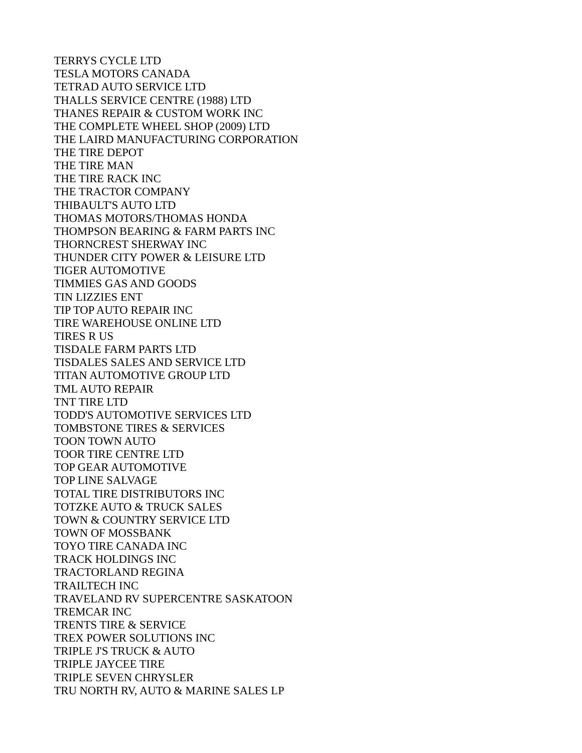TERRYS CYCLE LTD
TESLA MOTORS CANADA
TETRAD AUTO SERVICE LTD
THALLS SERVICE CENTRE (1988) LTD
THANES REPAIR & CUSTOM WORK INC
THE COMPLETE WHEEL SHOP (2009) LTD
THE LAIRD MANUFACTURING CORPORATION
THE TIRE DEPOT
THE TIRE MAN
THE TIRE RACK INC
THE TRACTOR COMPANY
THIBAULT'S AUTO LTD
THOMAS MOTORS/THOMAS HONDA
THOMPSON BEARING & FARM PARTS INC
THORNCREST SHERWAY INC
THUNDER CITY POWER & LEISURE LTD
TIGER AUTOMOTIVE
TIMMIES GAS AND GOODS
TIN LIZZIES ENT
TIP TOP AUTO REPAIR INC
TIRE WAREHOUSE ONLINE LTD
TIRES R US
TISDALE FARM PARTS LTD
TISDALES SALES AND SERVICE LTD
TITAN AUTOMOTIVE GROUP LTD
TML AUTO REPAIR
TNT TIRE LTD
TODD'S AUTOMOTIVE SERVICES LTD
TOMBSTONE TIRES & SERVICES
TOON TOWN AUTO
TOOR TIRE CENTRE LTD
TOP GEAR AUTOMOTIVE
TOP LINE SALVAGE
TOTAL TIRE DISTRIBUTORS INC
TOTZKE AUTO & TRUCK SALES
TOWN & COUNTRY SERVICE LTD
TOWN OF MOSSBANK
TOYO TIRE CANADA INC
TRACK HOLDINGS INC
TRACTORLAND REGINA
TRAILTECH INC
TRAVELAND RV SUPERCENTRE SASKATOON
TREMCAR INC
TRENTS TIRE & SERVICE
TREX POWER SOLUTIONS INC
TRIPLE J'S TRUCK & AUTO
TRIPLE JAYCEE TIRE
TRIPLE SEVEN CHRYSLER
TRU NORTH RV, AUTO & MARINE SALES LP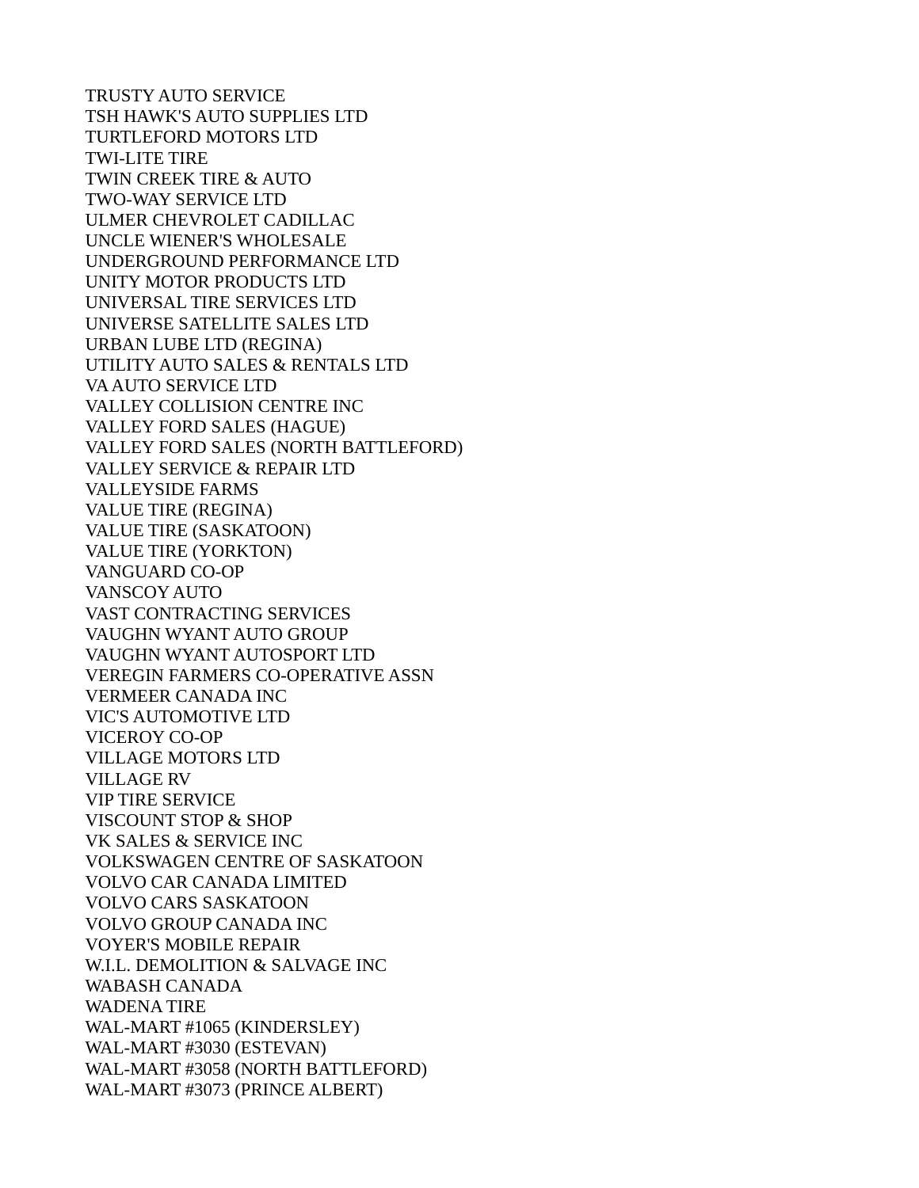TRUSTY AUTO SERVICE
TSH HAWK'S AUTO SUPPLIES LTD
TURTLEFORD MOTORS LTD
TWI-LITE TIRE
TWIN CREEK TIRE & AUTO
TWO-WAY SERVICE LTD
ULMER CHEVROLET CADILLAC
UNCLE WIENER'S WHOLESALE
UNDERGROUND PERFORMANCE LTD
UNITY MOTOR PRODUCTS LTD
UNIVERSAL TIRE SERVICES LTD
UNIVERSE SATELLITE SALES LTD
URBAN LUBE LTD (REGINA)
UTILITY AUTO SALES & RENTALS LTD
VA AUTO SERVICE LTD
VALLEY COLLISION CENTRE INC
VALLEY FORD SALES (HAGUE)
VALLEY FORD SALES (NORTH BATTLEFORD)
VALLEY SERVICE & REPAIR LTD
VALLEYSIDE FARMS
VALUE TIRE (REGINA)
VALUE TIRE (SASKATOON)
VALUE TIRE (YORKTON)
VANGUARD CO-OP
VANSCOY AUTO
VAST CONTRACTING SERVICES
VAUGHN WYANT AUTO GROUP
VAUGHN WYANT AUTOSPORT LTD
VEREGIN FARMERS CO-OPERATIVE ASSN
VERMEER CANADA INC
VIC'S AUTOMOTIVE LTD
VICEROY CO-OP
VILLAGE MOTORS LTD
VILLAGE RV
VIP TIRE SERVICE
VISCOUNT STOP & SHOP
VK SALES & SERVICE INC
VOLKSWAGEN CENTRE OF SASKATOON
VOLVO CAR CANADA LIMITED
VOLVO CARS SASKATOON
VOLVO GROUP CANADA INC
VOYER'S MOBILE REPAIR
W.I.L. DEMOLITION & SALVAGE INC
WABASH CANADA
WADENA TIRE
WAL-MART #1065 (KINDERSLEY)
WAL-MART #3030 (ESTEVAN)
WAL-MART #3058 (NORTH BATTLEFORD)
WAL-MART #3073 (PRINCE ALBERT)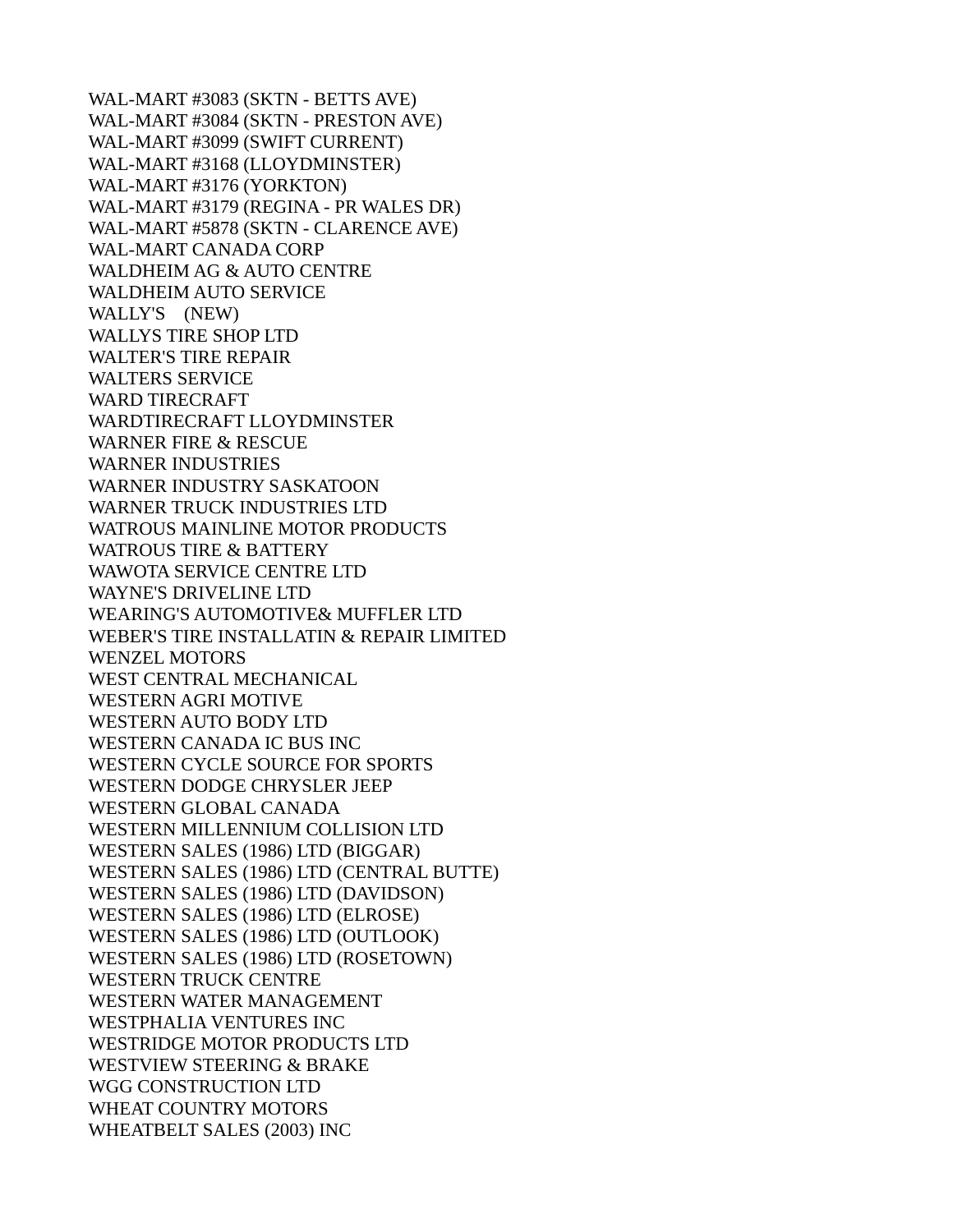WAL-MART #3083 (SKTN - BETTS AVE)
WAL-MART #3084 (SKTN - PRESTON AVE)
WAL-MART #3099 (SWIFT CURRENT)
WAL-MART #3168 (LLOYDMINSTER)
WAL-MART #3176 (YORKTON)
WAL-MART #3179 (REGINA - PR WALES DR)
WAL-MART #5878 (SKTN - CLARENCE AVE)
WAL-MART CANADA CORP
WALDHEIM AG & AUTO CENTRE
WALDHEIM AUTO SERVICE
WALLY'S (NEW)
WALLYS TIRE SHOP LTD
WALTER'S TIRE REPAIR
WALTERS SERVICE
WARD TIRECRAFT
WARDTIRECRAFT LLOYDMINSTER
WARNER FIRE & RESCUE
WARNER INDUSTRIES
WARNER INDUSTRY SASKATOON
WARNER TRUCK INDUSTRIES LTD
WATROUS MAINLINE MOTOR PRODUCTS
WATROUS TIRE & BATTERY
WAWOTA SERVICE CENTRE LTD
WAYNE'S DRIVELINE LTD
WEARING'S AUTOMOTIVE& MUFFLER LTD
WEBER'S TIRE INSTALLATIN & REPAIR LIMITED
WENZEL MOTORS
WEST CENTRAL MECHANICAL
WESTERN AGRI MOTIVE
WESTERN AUTO BODY LTD
WESTERN CANADA IC BUS INC
WESTERN CYCLE SOURCE FOR SPORTS
WESTERN DODGE CHRYSLER JEEP
WESTERN GLOBAL CANADA
WESTERN MILLENNIUM COLLISION LTD
WESTERN SALES (1986) LTD (BIGGAR)
WESTERN SALES (1986) LTD (CENTRAL BUTTE)
WESTERN SALES (1986) LTD (DAVIDSON)
WESTERN SALES (1986) LTD (ELROSE)
WESTERN SALES (1986) LTD (OUTLOOK)
WESTERN SALES (1986) LTD (ROSETOWN)
WESTERN TRUCK CENTRE
WESTERN WATER MANAGEMENT
WESTPHALIA VENTURES INC
WESTRIDGE MOTOR PRODUCTS LTD
WESTVIEW STEERING & BRAKE
WGG CONSTRUCTION LTD
WHEAT COUNTRY MOTORS
WHEATBELT SALES (2003) INC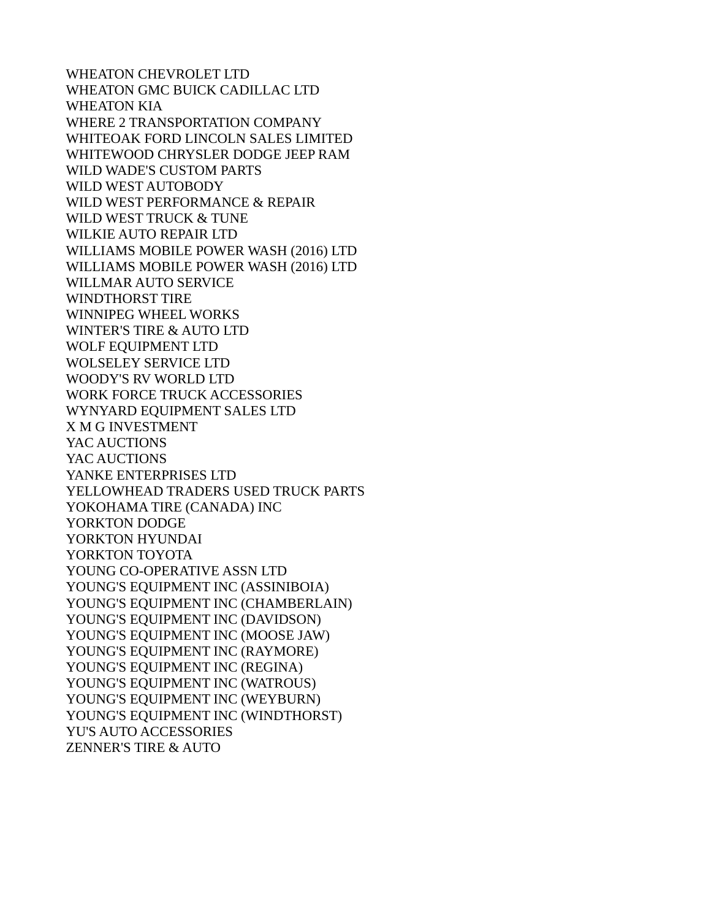WHEATON CHEVROLET LTD
WHEATON GMC BUICK CADILLAC LTD
WHEATON KIA
WHERE 2 TRANSPORTATION COMPANY
WHITEOAK FORD LINCOLN SALES LIMITED
WHITEWOOD CHRYSLER DODGE JEEP RAM
WILD WADE'S CUSTOM PARTS
WILD WEST AUTOBODY
WILD WEST PERFORMANCE & REPAIR
WILD WEST TRUCK & TUNE
WILKIE AUTO REPAIR LTD
WILLIAMS MOBILE POWER WASH (2016) LTD
WILLIAMS MOBILE POWER WASH (2016) LTD
WILLMAR AUTO SERVICE
WINDTHORST TIRE
WINNIPEG WHEEL WORKS
WINTER'S TIRE & AUTO LTD
WOLF EQUIPMENT LTD
WOLSELEY SERVICE LTD
WOODY'S RV WORLD LTD
WORK FORCE TRUCK ACCESSORIES
WYNYARD EQUIPMENT SALES LTD
X M G INVESTMENT
YAC AUCTIONS
YAC AUCTIONS
YANKE ENTERPRISES LTD
YELLOWHEAD TRADERS USED TRUCK PARTS
YOKOHAMA TIRE (CANADA) INC
YORKTON DODGE
YORKTON HYUNDAI
YORKTON TOYOTA
YOUNG CO-OPERATIVE ASSN LTD
YOUNG'S EQUIPMENT INC (ASSINIBOIA)
YOUNG'S EQUIPMENT INC (CHAMBERLAIN)
YOUNG'S EQUIPMENT INC (DAVIDSON)
YOUNG'S EQUIPMENT INC (MOOSE JAW)
YOUNG'S EQUIPMENT INC (RAYMORE)
YOUNG'S EQUIPMENT INC (REGINA)
YOUNG'S EQUIPMENT INC (WATROUS)
YOUNG'S EQUIPMENT INC (WEYBURN)
YOUNG'S EQUIPMENT INC (WINDTHORST)
YU'S AUTO ACCESSORIES
ZENNER'S TIRE & AUTO